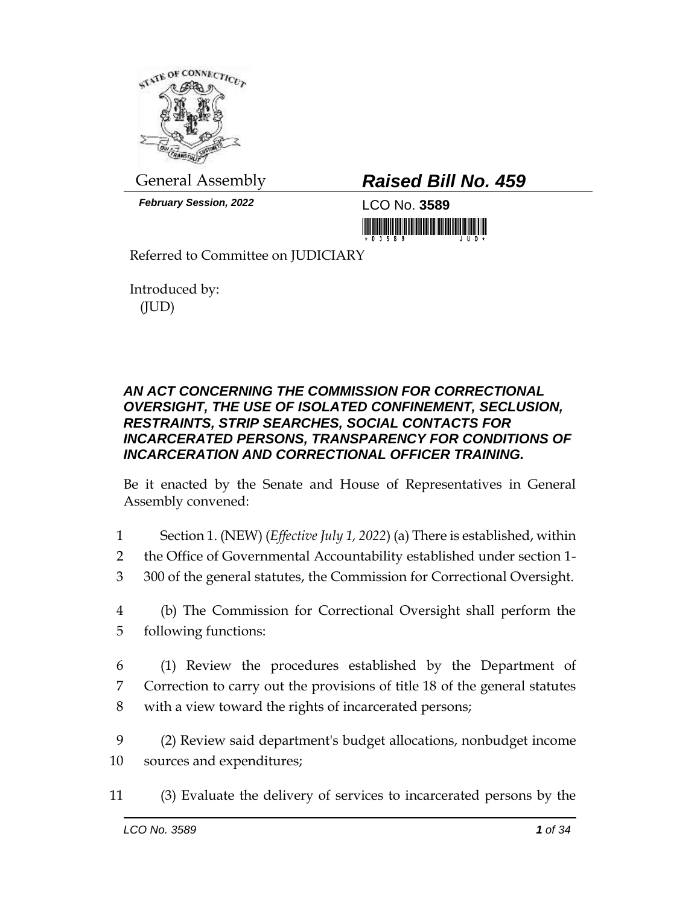General Assembly

***February Session, 2022***

# ***Raised Bill No. 459***

LCO No. **3589**

Referred to Committee on JUDICIARY

Introduced by:
(JUD)

***AN ACT CONCERNING THE COMMISSION FOR CORRECTIONAL OVERSIGHT, THE USE OF ISOLATED CONFINEMENT, SECLUSION, RESTRAINTS, STRIP SEARCHES, SOCIAL CONTACTS FOR INCARCERATED PERSONS, TRANSPARENCY FOR CONDITIONS OF INCARCERATION AND CORRECTIONAL OFFICER TRAINING.***

Be it enacted by the Senate and House of Representatives in General Assembly convened:

1 Section 1. (NEW) (*Effective July 1, 2022*) (a) There is established, within
2 the Office of Governmental Accountability established under section 1-
3 300 of the general statutes, the Commission for Correctional Oversight.

4 (b) The Commission for Correctional Oversight shall perform the
5 following functions:

6 (1) Review the procedures established by the Department of
7 Correction to carry out the provisions of title 18 of the general statutes
8 with a view toward the rights of incarcerated persons;

9 (2) Review said department's budget allocations, nonbudget income
10 sources and expenditures;

11 (3) Evaluate the delivery of services to incarcerated persons by the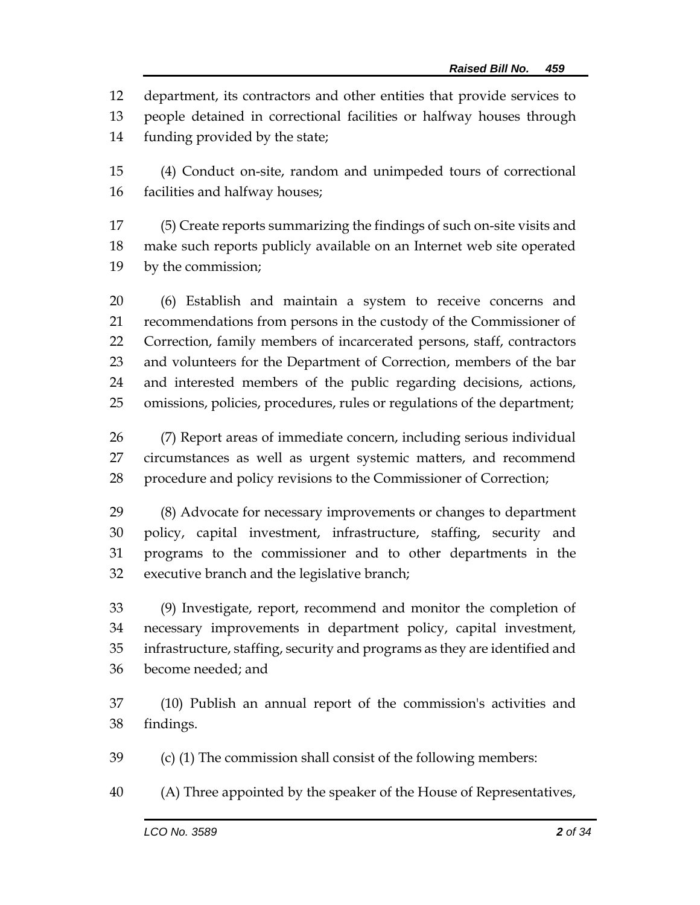department, its contractors and other entities that provide services to people detained in correctional facilities or halfway houses through funding provided by the state;

(4) Conduct on-site, random and unimpeded tours of correctional facilities and halfway houses;

(5) Create reports summarizing the findings of such on-site visits and make such reports publicly available on an Internet web site operated by the commission;

(6) Establish and maintain a system to receive concerns and recommendations from persons in the custody of the Commissioner of Correction, family members of incarcerated persons, staff, contractors and volunteers for the Department of Correction, members of the bar and interested members of the public regarding decisions, actions, omissions, policies, procedures, rules or regulations of the department;

(7) Report areas of immediate concern, including serious individual circumstances as well as urgent systemic matters, and recommend procedure and policy revisions to the Commissioner of Correction;

(8) Advocate for necessary improvements or changes to department policy, capital investment, infrastructure, staffing, security and programs to the commissioner and to other departments in the executive branch and the legislative branch;

(9) Investigate, report, recommend and monitor the completion of necessary improvements in department policy, capital investment, infrastructure, staffing, security and programs as they are identified and become needed; and

(10) Publish an annual report of the commission's activities and findings.

(c) (1) The commission shall consist of the following members:

(A) Three appointed by the speaker of the House of Representatives,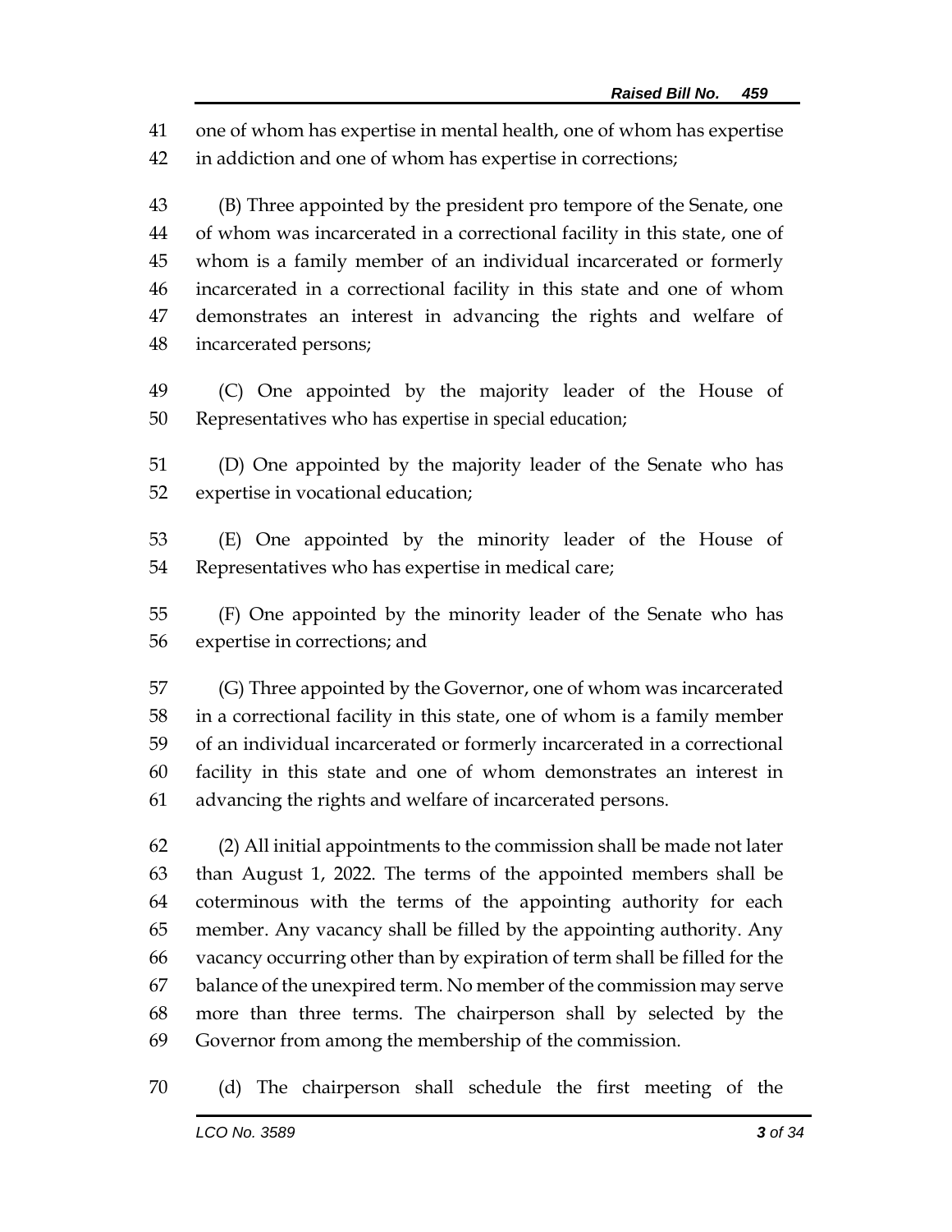one of whom has expertise in mental health, one of whom has expertise in addiction and one of whom has expertise in corrections;

(B) Three appointed by the president pro tempore of the Senate, one of whom was incarcerated in a correctional facility in this state, one of whom is a family member of an individual incarcerated or formerly incarcerated in a correctional facility in this state and one of whom demonstrates an interest in advancing the rights and welfare of incarcerated persons;

(C) One appointed by the majority leader of the House of Representatives who has expertise in special education;

(D) One appointed by the majority leader of the Senate who has expertise in vocational education;

(E) One appointed by the minority leader of the House of Representatives who has expertise in medical care;

(F) One appointed by the minority leader of the Senate who has expertise in corrections; and

(G) Three appointed by the Governor, one of whom was incarcerated in a correctional facility in this state, one of whom is a family member of an individual incarcerated or formerly incarcerated in a correctional facility in this state and one of whom demonstrates an interest in advancing the rights and welfare of incarcerated persons.

(2) All initial appointments to the commission shall be made not later than August 1, 2022. The terms of the appointed members shall be coterminous with the terms of the appointing authority for each member. Any vacancy shall be filled by the appointing authority. Any vacancy occurring other than by expiration of term shall be filled for the balance of the unexpired term. No member of the commission may serve more than three terms. The chairperson shall by selected by the Governor from among the membership of the commission.

(d) The chairperson shall schedule the first meeting of the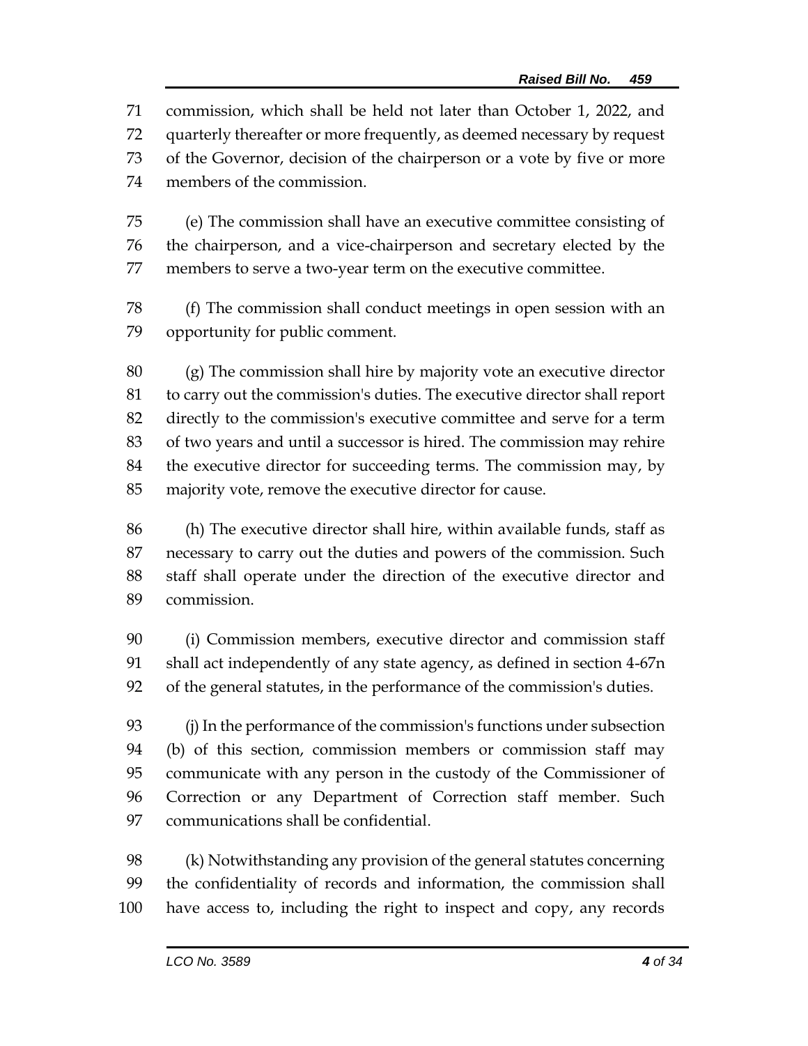commission, which shall be held not later than October 1, 2022, and quarterly thereafter or more frequently, as deemed necessary by request of the Governor, decision of the chairperson or a vote by five or more members of the commission.

(e) The commission shall have an executive committee consisting of the chairperson, and a vice-chairperson and secretary elected by the members to serve a two-year term on the executive committee.

(f) The commission shall conduct meetings in open session with an opportunity for public comment.

(g) The commission shall hire by majority vote an executive director to carry out the commission's duties. The executive director shall report directly to the commission's executive committee and serve for a term of two years and until a successor is hired. The commission may rehire the executive director for succeeding terms. The commission may, by majority vote, remove the executive director for cause.

(h) The executive director shall hire, within available funds, staff as necessary to carry out the duties and powers of the commission. Such staff shall operate under the direction of the executive director and commission.

(i) Commission members, executive director and commission staff shall act independently of any state agency, as defined in section 4-67n of the general statutes, in the performance of the commission's duties.

(j) In the performance of the commission's functions under subsection (b) of this section, commission members or commission staff may communicate with any person in the custody of the Commissioner of Correction or any Department of Correction staff member. Such communications shall be confidential.

(k) Notwithstanding any provision of the general statutes concerning the confidentiality of records and information, the commission shall have access to, including the right to inspect and copy, any records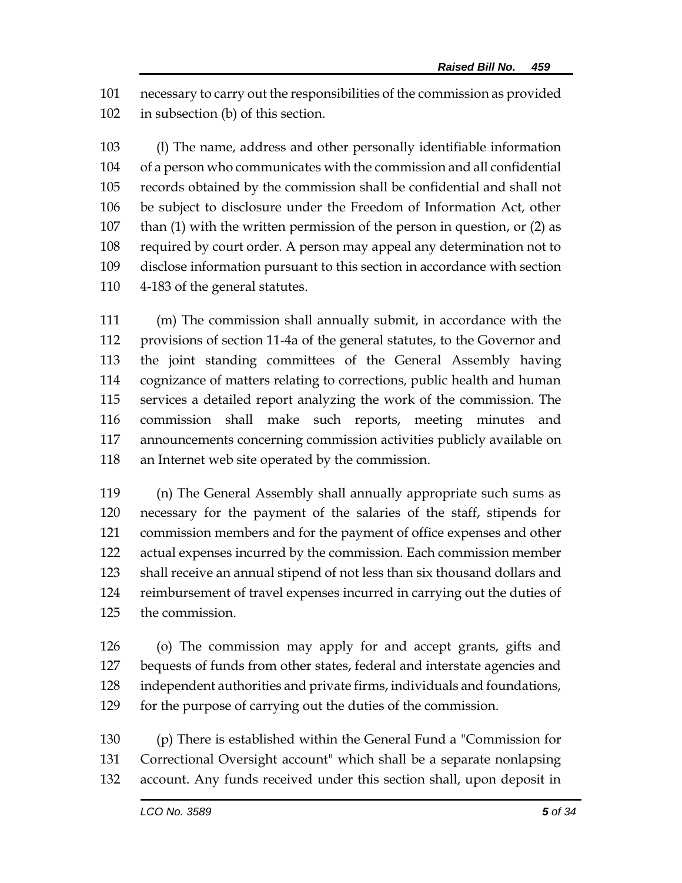necessary to carry out the responsibilities of the commission as provided in subsection (b) of this section.

(l) The name, address and other personally identifiable information of a person who communicates with the commission and all confidential records obtained by the commission shall be confidential and shall not be subject to disclosure under the Freedom of Information Act, other than (1) with the written permission of the person in question, or (2) as required by court order. A person may appeal any determination not to disclose information pursuant to this section in accordance with section 4-183 of the general statutes.

(m) The commission shall annually submit, in accordance with the provisions of section 11-4a of the general statutes, to the Governor and the joint standing committees of the General Assembly having cognizance of matters relating to corrections, public health and human services a detailed report analyzing the work of the commission. The commission shall make such reports, meeting minutes and announcements concerning commission activities publicly available on an Internet web site operated by the commission.

(n) The General Assembly shall annually appropriate such sums as necessary for the payment of the salaries of the staff, stipends for commission members and for the payment of office expenses and other actual expenses incurred by the commission. Each commission member shall receive an annual stipend of not less than six thousand dollars and reimbursement of travel expenses incurred in carrying out the duties of the commission.

(o) The commission may apply for and accept grants, gifts and bequests of funds from other states, federal and interstate agencies and independent authorities and private firms, individuals and foundations, for the purpose of carrying out the duties of the commission.

(p) There is established within the General Fund a "Commission for Correctional Oversight account" which shall be a separate nonlapsing account. Any funds received under this section shall, upon deposit in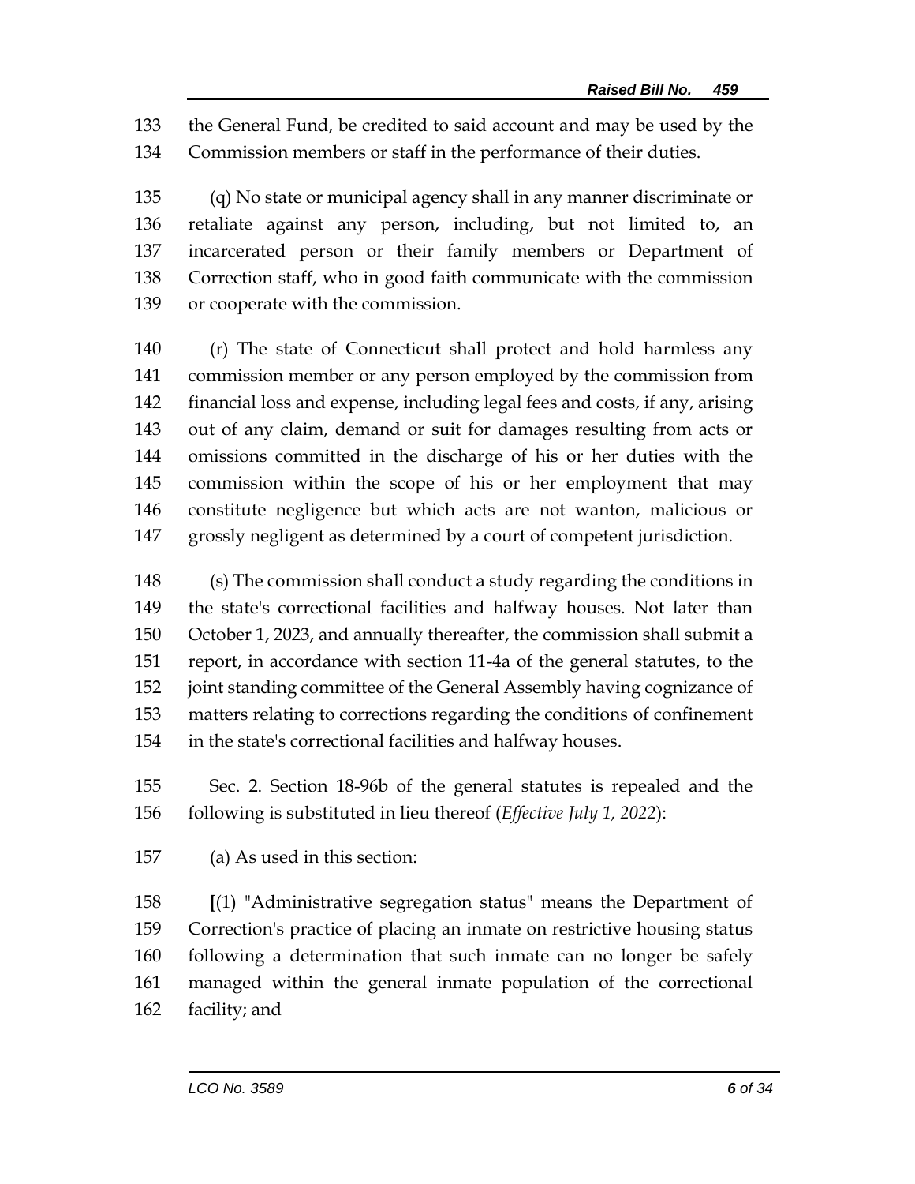the General Fund, be credited to said account and may be used by the Commission members or staff in the performance of their duties.

(q) No state or municipal agency shall in any manner discriminate or retaliate against any person, including, but not limited to, an incarcerated person or their family members or Department of Correction staff, who in good faith communicate with the commission or cooperate with the commission.

(r) The state of Connecticut shall protect and hold harmless any commission member or any person employed by the commission from financial loss and expense, including legal fees and costs, if any, arising out of any claim, demand or suit for damages resulting from acts or omissions committed in the discharge of his or her duties with the commission within the scope of his or her employment that may constitute negligence but which acts are not wanton, malicious or grossly negligent as determined by a court of competent jurisdiction.

(s) The commission shall conduct a study regarding the conditions in the state's correctional facilities and halfway houses. Not later than October 1, 2023, and annually thereafter, the commission shall submit a report, in accordance with section 11-4a of the general statutes, to the joint standing committee of the General Assembly having cognizance of matters relating to corrections regarding the conditions of confinement in the state's correctional facilities and halfway houses.

Sec. 2. Section 18-96b of the general statutes is repealed and the following is substituted in lieu thereof (*Effective July 1, 2022*):

(a) As used in this section:

**[**(1) "Administrative segregation status" means the Department of Correction's practice of placing an inmate on restrictive housing status following a determination that such inmate can no longer be safely managed within the general inmate population of the correctional facility; and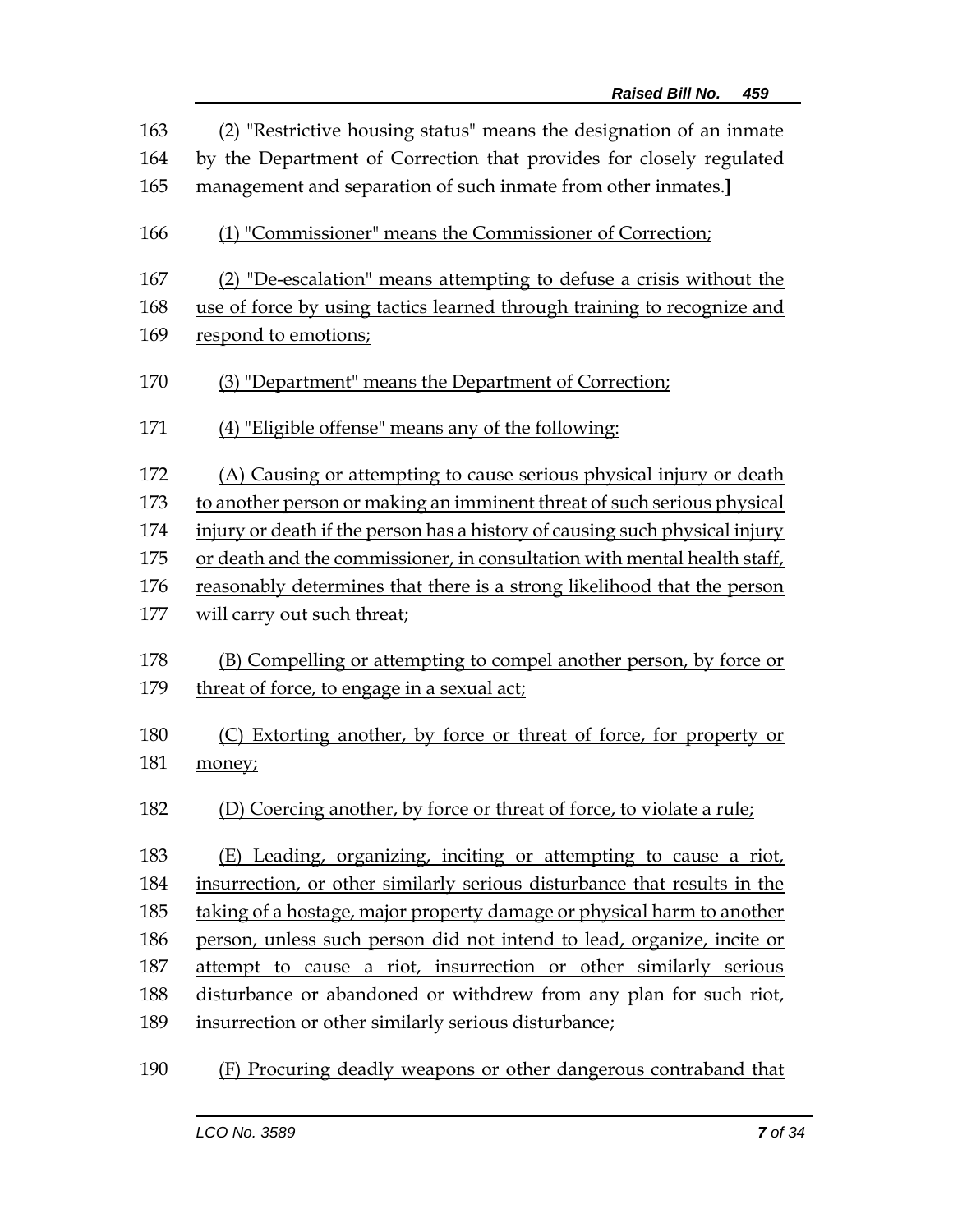163 (2) "Restrictive housing status" means the designation of an inmate
164 by the Department of Correction that provides for closely regulated
165 management and separation of such inmate from other inmates.**]**

166 <u>(1) "Commissioner" means the Commissioner of Correction;</u>

167 <u>(2) "De-escalation" means attempting to defuse a crisis without the</u>
168 <u>use of force by using tactics learned through training to recognize and</u>
169 <u>respond to emotions;</u>

170 <u>(3) "Department" means the Department of Correction;</u>

171 <u>(4) "Eligible offense" means any of the following:</u>

172 <u>(A) Causing or attempting to cause serious physical injury or death</u>
173 <u>to another person or making an imminent threat of such serious physical</u>
174 <u>injury or death if the person has a history of causing such physical injury</u>
175 <u>or death and the commissioner, in consultation with mental health staff,</u>
176 <u>reasonably determines that there is a strong likelihood that the person</u>
177 <u>will carry out such threat;</u>

178 <u>(B) Compelling or attempting to compel another person, by force or</u>
179 <u>threat of force, to engage in a sexual act;</u>

180 <u>(C) Extorting another, by force or threat of force, for property or</u>
181 <u>money;</u>

182 <u>(D) Coercing another, by force or threat of force, to violate a rule;</u>

183 <u>(E) Leading, organizing, inciting or attempting to cause a riot,</u>
184 <u>insurrection, or other similarly serious disturbance that results in the</u>
185 <u>taking of a hostage, major property damage or physical harm to another</u>
186 <u>person, unless such person did not intend to lead, organize, incite or</u>
187 <u>attempt to cause a riot, insurrection or other similarly serious</u>
188 <u>disturbance or abandoned or withdrew from any plan for such riot,</u>
189 <u>insurrection or other similarly serious disturbance;</u>

190 <u>(F) Procuring deadly weapons or other dangerous contraband that</u>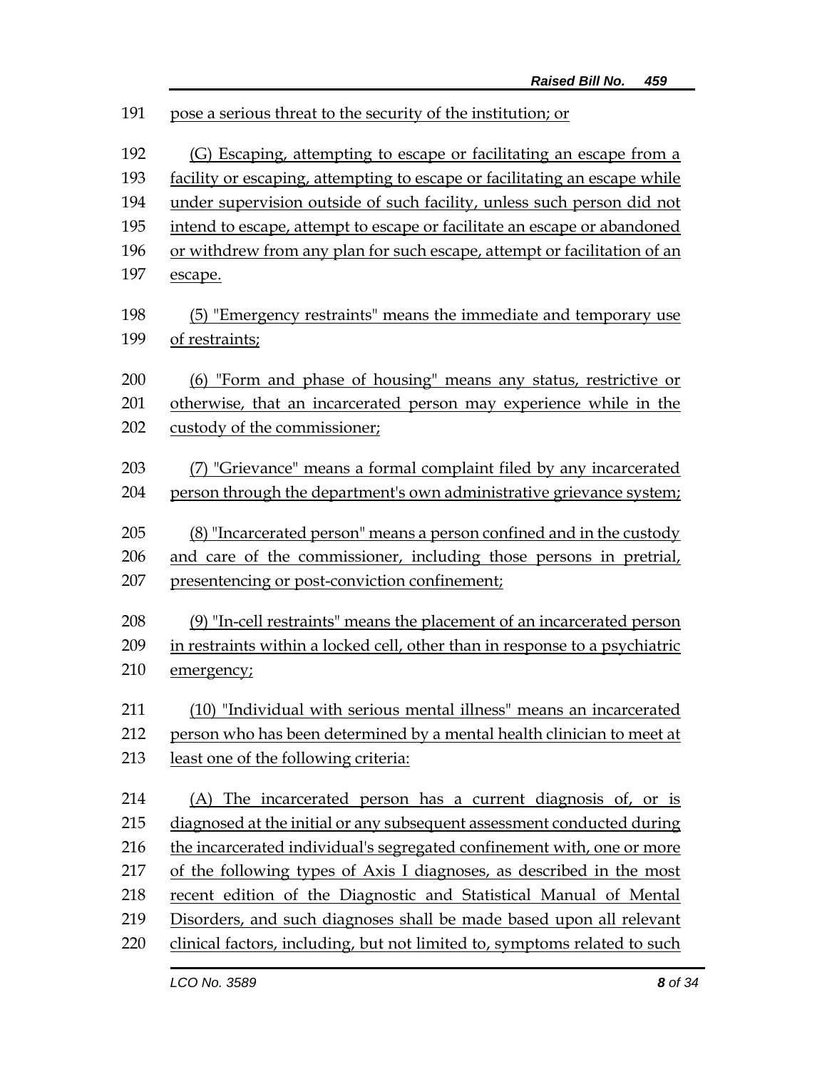pose a serious threat to the security of the institution; or

(G) Escaping, attempting to escape or facilitating an escape from a facility or escaping, attempting to escape or facilitating an escape while under supervision outside of such facility, unless such person did not intend to escape, attempt to escape or facilitate an escape or abandoned or withdrew from any plan for such escape, attempt or facilitation of an escape.

(5) "Emergency restraints" means the immediate and temporary use of restraints;

(6) "Form and phase of housing" means any status, restrictive or otherwise, that an incarcerated person may experience while in the custody of the commissioner;

(7) "Grievance" means a formal complaint filed by any incarcerated person through the department's own administrative grievance system;

(8) "Incarcerated person" means a person confined and in the custody and care of the commissioner, including those persons in pretrial, presentencing or post-conviction confinement;

(9) "In-cell restraints" means the placement of an incarcerated person in restraints within a locked cell, other than in response to a psychiatric emergency;

(10) "Individual with serious mental illness" means an incarcerated person who has been determined by a mental health clinician to meet at least one of the following criteria:

(A) The incarcerated person has a current diagnosis of, or is diagnosed at the initial or any subsequent assessment conducted during the incarcerated individual's segregated confinement with, one or more of the following types of Axis I diagnoses, as described in the most recent edition of the Diagnostic and Statistical Manual of Mental Disorders, and such diagnoses shall be made based upon all relevant clinical factors, including, but not limited to, symptoms related to such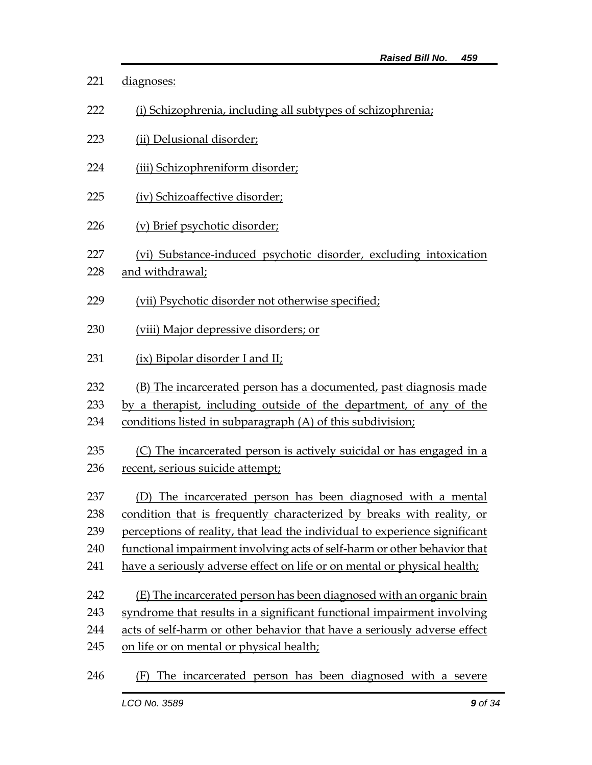diagnoses:

(i) Schizophrenia, including all subtypes of schizophrenia;

(ii) Delusional disorder;

(iii) Schizophreniform disorder;

(iv) Schizoaffective disorder;

(v) Brief psychotic disorder;

(vi) Substance-induced psychotic disorder, excluding intoxication and withdrawal;

(vii) Psychotic disorder not otherwise specified;

(viii) Major depressive disorders; or

(ix) Bipolar disorder I and II;

(B) The incarcerated person has a documented, past diagnosis made by a therapist, including outside of the department, of any of the conditions listed in subparagraph (A) of this subdivision;

(C) The incarcerated person is actively suicidal or has engaged in a recent, serious suicide attempt;

(D) The incarcerated person has been diagnosed with a mental condition that is frequently characterized by breaks with reality, or perceptions of reality, that lead the individual to experience significant functional impairment involving acts of self-harm or other behavior that have a seriously adverse effect on life or on mental or physical health;

(E) The incarcerated person has been diagnosed with an organic brain syndrome that results in a significant functional impairment involving acts of self-harm or other behavior that have a seriously adverse effect on life or on mental or physical health;

(F) The incarcerated person has been diagnosed with a severe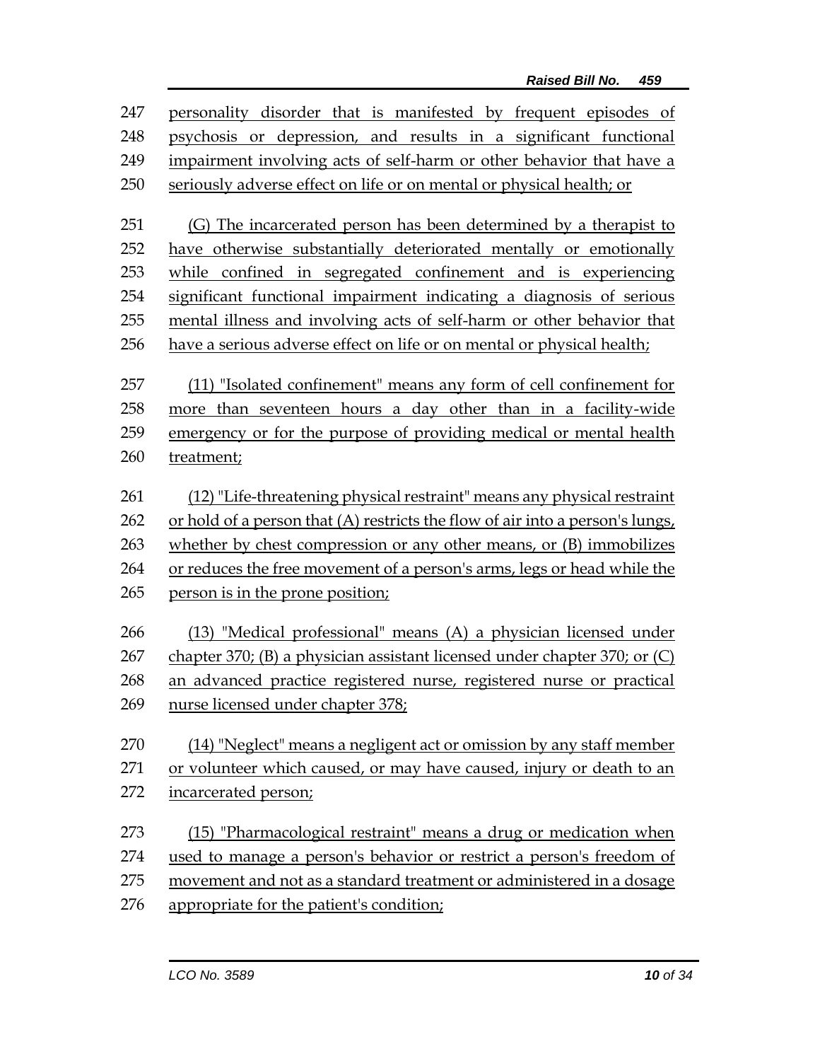personality disorder that is manifested by frequent episodes of psychosis or depression, and results in a significant functional impairment involving acts of self-harm or other behavior that have a seriously adverse effect on life or on mental or physical health; or

(G) The incarcerated person has been determined by a therapist to have otherwise substantially deteriorated mentally or emotionally while confined in segregated confinement and is experiencing significant functional impairment indicating a diagnosis of serious mental illness and involving acts of self-harm or other behavior that have a serious adverse effect on life or on mental or physical health;

(11) "Isolated confinement" means any form of cell confinement for more than seventeen hours a day other than in a facility-wide emergency or for the purpose of providing medical or mental health treatment;

(12) "Life-threatening physical restraint" means any physical restraint or hold of a person that (A) restricts the flow of air into a person's lungs, whether by chest compression or any other means, or (B) immobilizes or reduces the free movement of a person's arms, legs or head while the person is in the prone position;

(13) "Medical professional" means (A) a physician licensed under chapter 370; (B) a physician assistant licensed under chapter 370; or (C) an advanced practice registered nurse, registered nurse or practical nurse licensed under chapter 378;

(14) "Neglect" means a negligent act or omission by any staff member or volunteer which caused, or may have caused, injury or death to an incarcerated person;

(15) "Pharmacological restraint" means a drug or medication when used to manage a person's behavior or restrict a person's freedom of movement and not as a standard treatment or administered in a dosage appropriate for the patient's condition;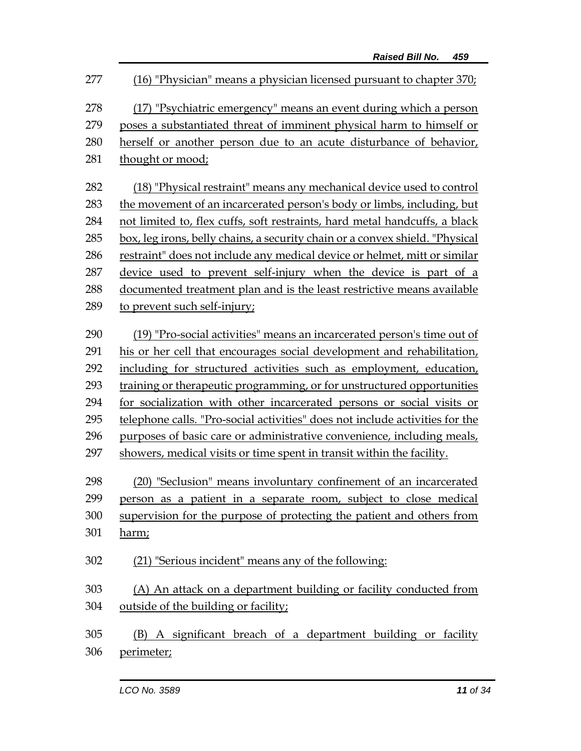277 (16) "Physician" means a physician licensed pursuant to chapter 370;

278 (17) "Psychiatric emergency" means an event during which a person
279 poses a substantiated threat of imminent physical harm to himself or
280 herself or another person due to an acute disturbance of behavior,
281 thought or mood;

282 (18) "Physical restraint" means any mechanical device used to control
283 the movement of an incarcerated person's body or limbs, including, but
284 not limited to, flex cuffs, soft restraints, hard metal handcuffs, a black
285 box, leg irons, belly chains, a security chain or a convex shield. "Physical
286 restraint" does not include any medical device or helmet, mitt or similar
287 device used to prevent self-injury when the device is part of a
288 documented treatment plan and is the least restrictive means available
289 to prevent such self-injury;

290 (19) "Pro-social activities" means an incarcerated person's time out of
291 his or her cell that encourages social development and rehabilitation,
292 including for structured activities such as employment, education,
293 training or therapeutic programming, or for unstructured opportunities
294 for socialization with other incarcerated persons or social visits or
295 telephone calls. "Pro-social activities" does not include activities for the
296 purposes of basic care or administrative convenience, including meals,
297 showers, medical visits or time spent in transit within the facility.

298 (20) "Seclusion" means involuntary confinement of an incarcerated
299 person as a patient in a separate room, subject to close medical
300 supervision for the purpose of protecting the patient and others from
301 harm;

302 (21) "Serious incident" means any of the following:

303 (A) An attack on a department building or facility conducted from
304 outside of the building or facility;

305 (B) A significant breach of a department building or facility
306 perimeter;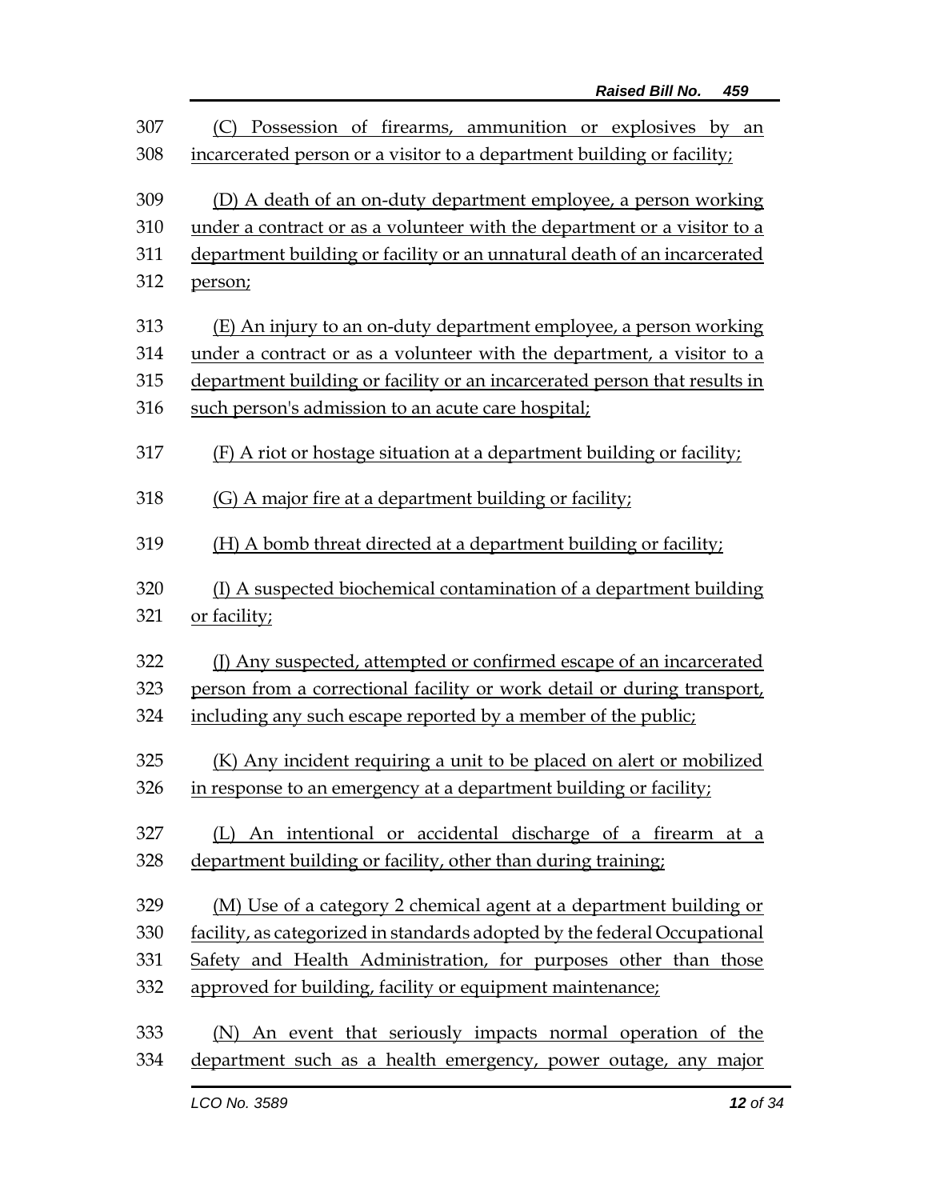(C) Possession of firearms, ammunition or explosives by an incarcerated person or a visitor to a department building or facility;

(D) A death of an on-duty department employee, a person working under a contract or as a volunteer with the department or a visitor to a department building or facility or an unnatural death of an incarcerated person;

(E) An injury to an on-duty department employee, a person working under a contract or as a volunteer with the department, a visitor to a department building or facility or an incarcerated person that results in such person's admission to an acute care hospital;

(F) A riot or hostage situation at a department building or facility;

(G) A major fire at a department building or facility;

(H) A bomb threat directed at a department building or facility;

(I) A suspected biochemical contamination of a department building or facility;

(J) Any suspected, attempted or confirmed escape of an incarcerated person from a correctional facility or work detail or during transport, including any such escape reported by a member of the public;

(K) Any incident requiring a unit to be placed on alert or mobilized in response to an emergency at a department building or facility;

(L) An intentional or accidental discharge of a firearm at a department building or facility, other than during training;

(M) Use of a category 2 chemical agent at a department building or facility, as categorized in standards adopted by the federal Occupational Safety and Health Administration, for purposes other than those approved for building, facility or equipment maintenance;

(N) An event that seriously impacts normal operation of the department such as a health emergency, power outage, any major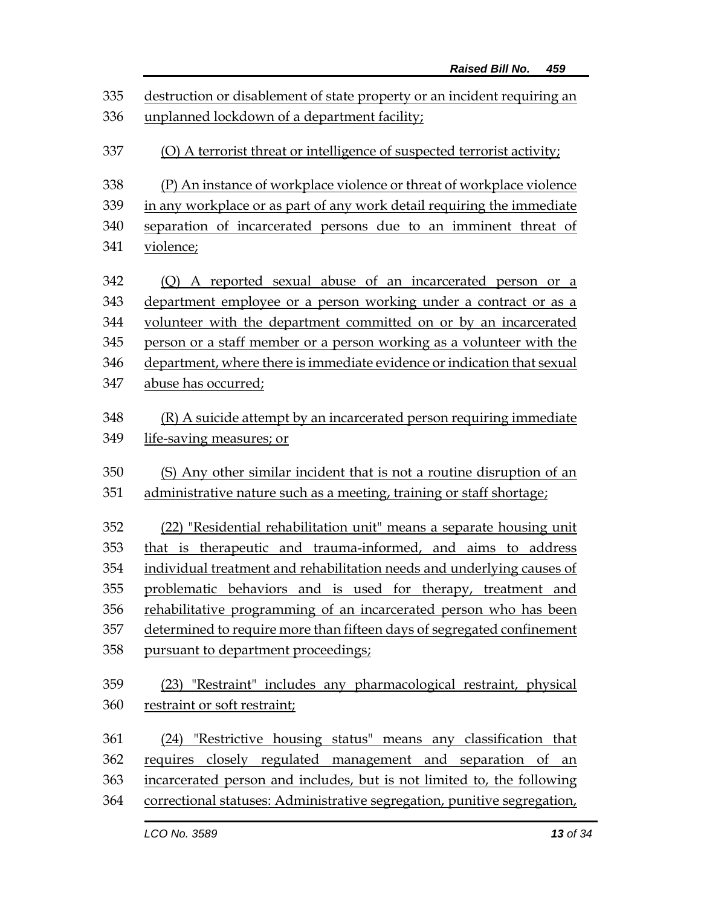destruction or disablement of state property or an incident requiring an unplanned lockdown of a department facility;

(O) A terrorist threat or intelligence of suspected terrorist activity;

(P) An instance of workplace violence or threat of workplace violence in any workplace or as part of any work detail requiring the immediate separation of incarcerated persons due to an imminent threat of violence;

(Q) A reported sexual abuse of an incarcerated person or a department employee or a person working under a contract or as a volunteer with the department committed on or by an incarcerated person or a staff member or a person working as a volunteer with the department, where there is immediate evidence or indication that sexual abuse has occurred;

(R) A suicide attempt by an incarcerated person requiring immediate life-saving measures; or

(S) Any other similar incident that is not a routine disruption of an administrative nature such as a meeting, training or staff shortage;

(22) "Residential rehabilitation unit" means a separate housing unit that is therapeutic and trauma-informed, and aims to address individual treatment and rehabilitation needs and underlying causes of problematic behaviors and is used for therapy, treatment and rehabilitative programming of an incarcerated person who has been determined to require more than fifteen days of segregated confinement pursuant to department proceedings;

(23) "Restraint" includes any pharmacological restraint, physical restraint or soft restraint;

(24) "Restrictive housing status" means any classification that requires closely regulated management and separation of an incarcerated person and includes, but is not limited to, the following correctional statuses: Administrative segregation, punitive segregation,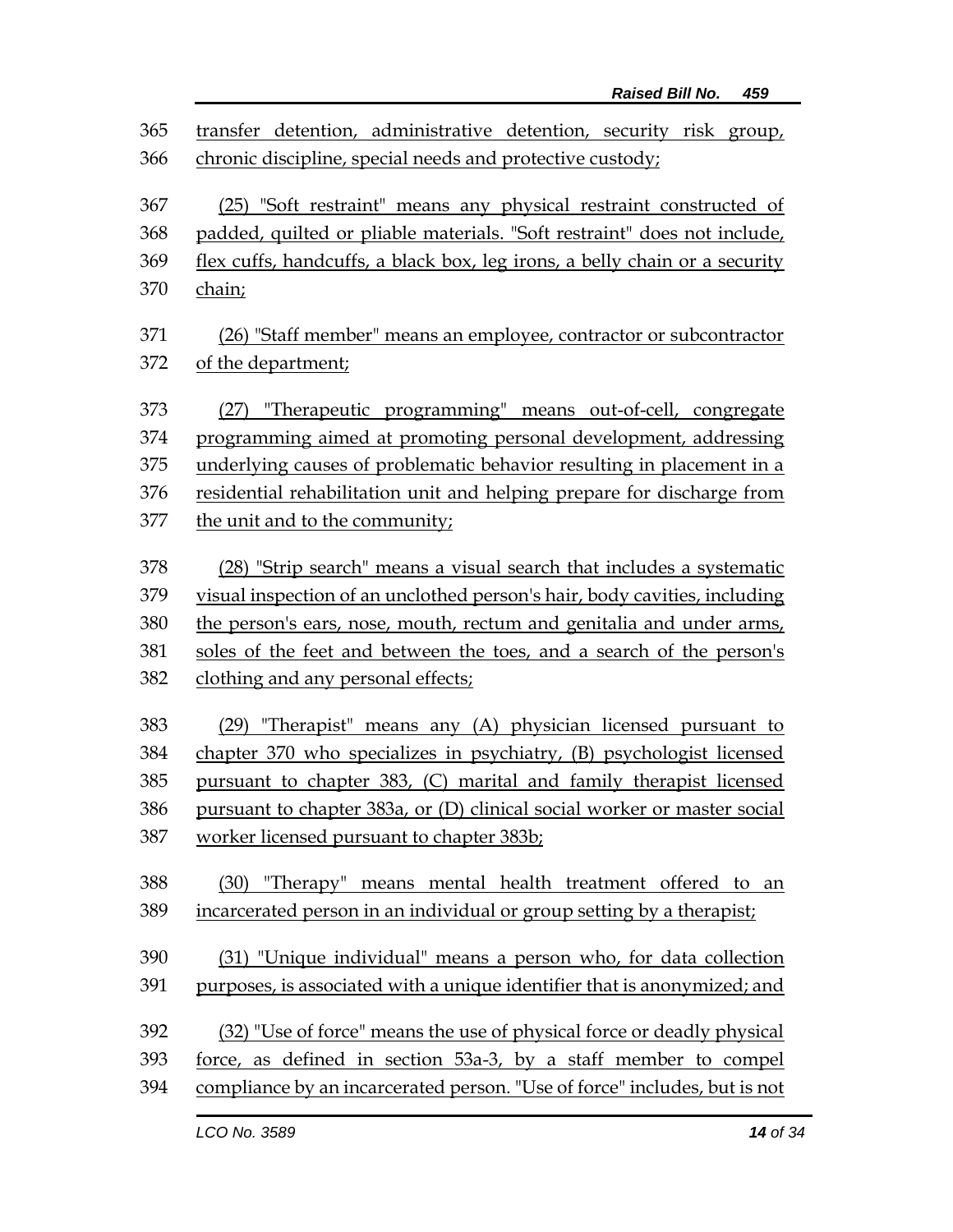365 transfer detention, administrative detention, security risk group,
366 chronic discipline, special needs and protective custody;

367 (25) "Soft restraint" means any physical restraint constructed of
368 padded, quilted or pliable materials. "Soft restraint" does not include,
369 flex cuffs, handcuffs, a black box, leg irons, a belly chain or a security
370 chain;

371 (26) "Staff member" means an employee, contractor or subcontractor
372 of the department;

373 (27) "Therapeutic programming" means out-of-cell, congregate
374 programming aimed at promoting personal development, addressing
375 underlying causes of problematic behavior resulting in placement in a
376 residential rehabilitation unit and helping prepare for discharge from
377 the unit and to the community;

378 (28) "Strip search" means a visual search that includes a systematic
379 visual inspection of an unclothed person's hair, body cavities, including
380 the person's ears, nose, mouth, rectum and genitalia and under arms,
381 soles of the feet and between the toes, and a search of the person's
382 clothing and any personal effects;

383 (29) "Therapist" means any (A) physician licensed pursuant to
384 chapter 370 who specializes in psychiatry, (B) psychologist licensed
385 pursuant to chapter 383, (C) marital and family therapist licensed
386 pursuant to chapter 383a, or (D) clinical social worker or master social
387 worker licensed pursuant to chapter 383b;

388 (30) "Therapy" means mental health treatment offered to an
389 incarcerated person in an individual or group setting by a therapist;

390 (31) "Unique individual" means a person who, for data collection
391 purposes, is associated with a unique identifier that is anonymized; and

392 (32) "Use of force" means the use of physical force or deadly physical
393 force, as defined in section 53a-3, by a staff member to compel
394 compliance by an incarcerated person. "Use of force" includes, but is not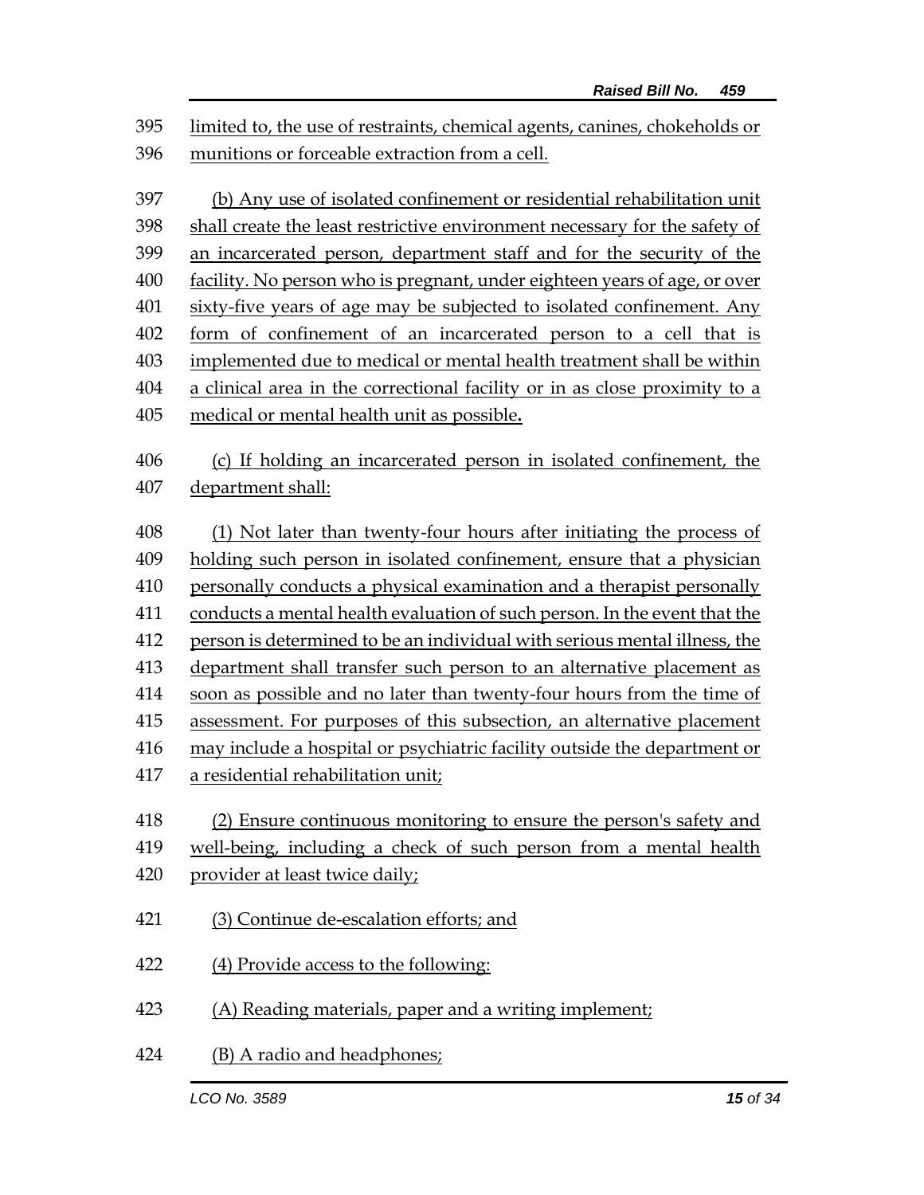limited to, the use of restraints, chemical agents, canines, chokeholds or munitions or forceable extraction from a cell.

(b) Any use of isolated confinement or residential rehabilitation unit shall create the least restrictive environment necessary for the safety of an incarcerated person, department staff and for the security of the facility. No person who is pregnant, under eighteen years of age, or over sixty-five years of age may be subjected to isolated confinement. Any form of confinement of an incarcerated person to a cell that is implemented due to medical or mental health treatment shall be within a clinical area in the correctional facility or in as close proximity to a medical or mental health unit as possible.

(c) If holding an incarcerated person in isolated confinement, the department shall:

(1) Not later than twenty-four hours after initiating the process of holding such person in isolated confinement, ensure that a physician personally conducts a physical examination and a therapist personally conducts a mental health evaluation of such person. In the event that the person is determined to be an individual with serious mental illness, the department shall transfer such person to an alternative placement as soon as possible and no later than twenty-four hours from the time of assessment. For purposes of this subsection, an alternative placement may include a hospital or psychiatric facility outside the department or a residential rehabilitation unit;

(2) Ensure continuous monitoring to ensure the person's safety and well-being, including a check of such person from a mental health provider at least twice daily;

(3) Continue de-escalation efforts; and

(4) Provide access to the following:

(A) Reading materials, paper and a writing implement;

(B) A radio and headphones;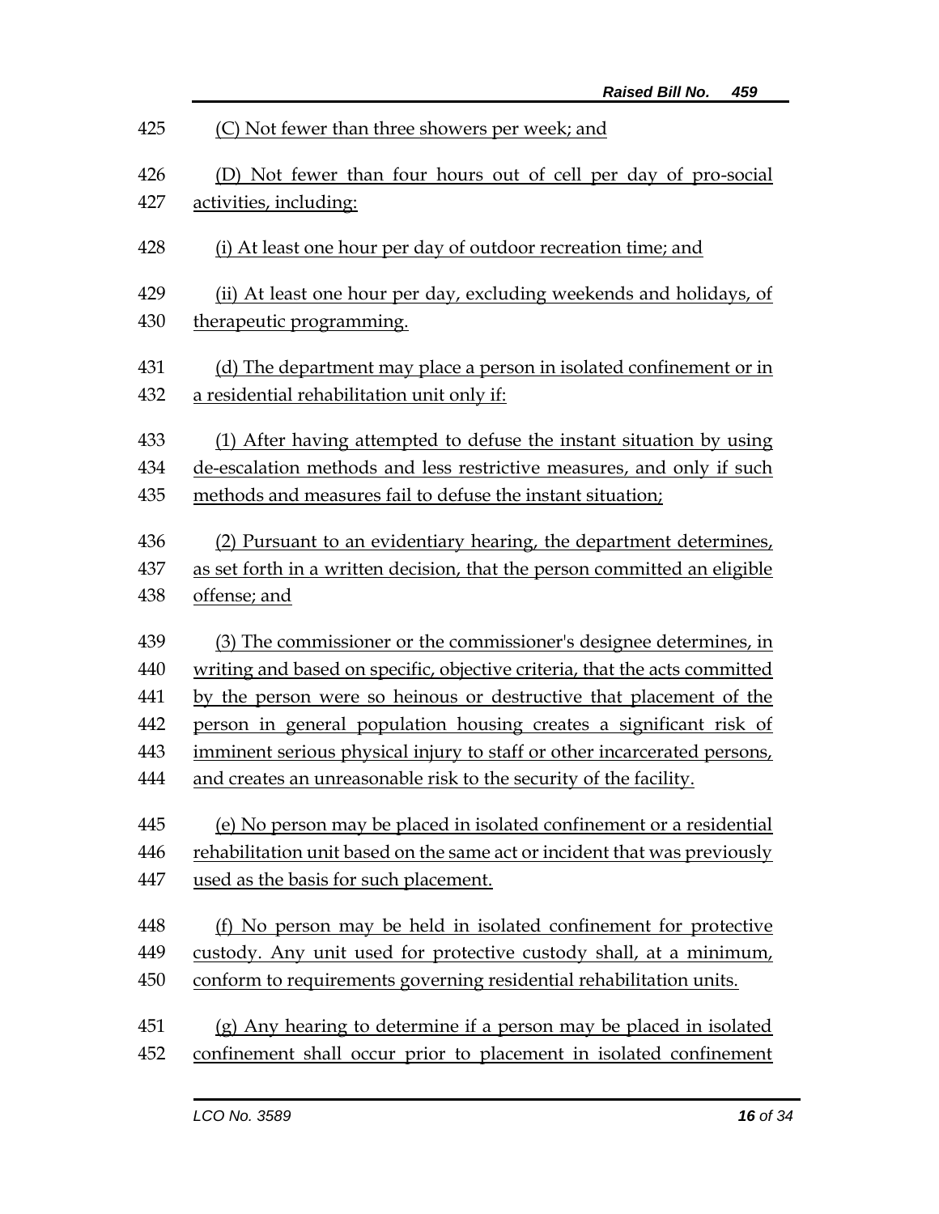(C) Not fewer than three showers per week; and

(D) Not fewer than four hours out of cell per day of pro-social activities, including:

(i) At least one hour per day of outdoor recreation time; and

(ii) At least one hour per day, excluding weekends and holidays, of therapeutic programming.

(d) The department may place a person in isolated confinement or in a residential rehabilitation unit only if:

(1) After having attempted to defuse the instant situation by using de-escalation methods and less restrictive measures, and only if such methods and measures fail to defuse the instant situation;

(2) Pursuant to an evidentiary hearing, the department determines, as set forth in a written decision, that the person committed an eligible offense; and

(3) The commissioner or the commissioner's designee determines, in writing and based on specific, objective criteria, that the acts committed by the person were so heinous or destructive that placement of the person in general population housing creates a significant risk of imminent serious physical injury to staff or other incarcerated persons, and creates an unreasonable risk to the security of the facility.

(e) No person may be placed in isolated confinement or a residential rehabilitation unit based on the same act or incident that was previously used as the basis for such placement.

(f) No person may be held in isolated confinement for protective custody. Any unit used for protective custody shall, at a minimum, conform to requirements governing residential rehabilitation units.

(g) Any hearing to determine if a person may be placed in isolated confinement shall occur prior to placement in isolated confinement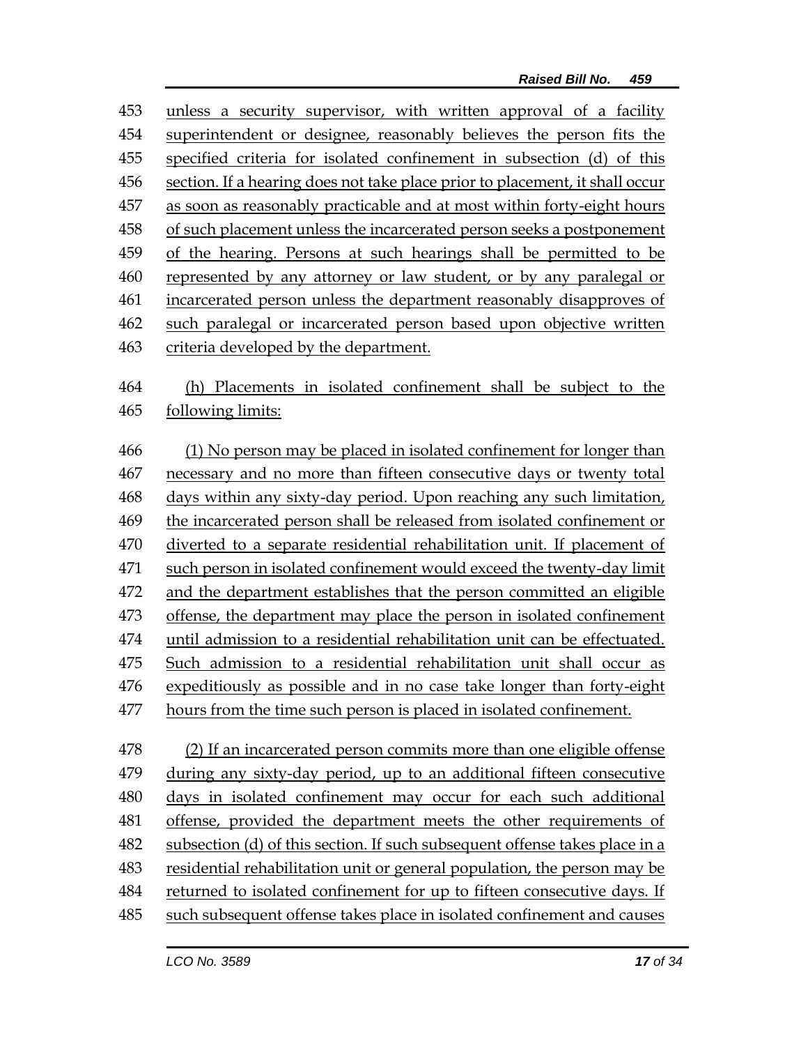unless a security supervisor, with written approval of a facility superintendent or designee, reasonably believes the person fits the specified criteria for isolated confinement in subsection (d) of this section. If a hearing does not take place prior to placement, it shall occur as soon as reasonably practicable and at most within forty-eight hours of such placement unless the incarcerated person seeks a postponement of the hearing. Persons at such hearings shall be permitted to be represented by any attorney or law student, or by any paralegal or incarcerated person unless the department reasonably disapproves of such paralegal or incarcerated person based upon objective written criteria developed by the department.

(h) Placements in isolated confinement shall be subject to the following limits:

(1) No person may be placed in isolated confinement for longer than necessary and no more than fifteen consecutive days or twenty total days within any sixty-day period. Upon reaching any such limitation, the incarcerated person shall be released from isolated confinement or diverted to a separate residential rehabilitation unit. If placement of such person in isolated confinement would exceed the twenty-day limit and the department establishes that the person committed an eligible offense, the department may place the person in isolated confinement until admission to a residential rehabilitation unit can be effectuated. Such admission to a residential rehabilitation unit shall occur as expeditiously as possible and in no case take longer than forty-eight hours from the time such person is placed in isolated confinement.

(2) If an incarcerated person commits more than one eligible offense during any sixty-day period, up to an additional fifteen consecutive days in isolated confinement may occur for each such additional offense, provided the department meets the other requirements of subsection (d) of this section. If such subsequent offense takes place in a residential rehabilitation unit or general population, the person may be returned to isolated confinement for up to fifteen consecutive days. If such subsequent offense takes place in isolated confinement and causes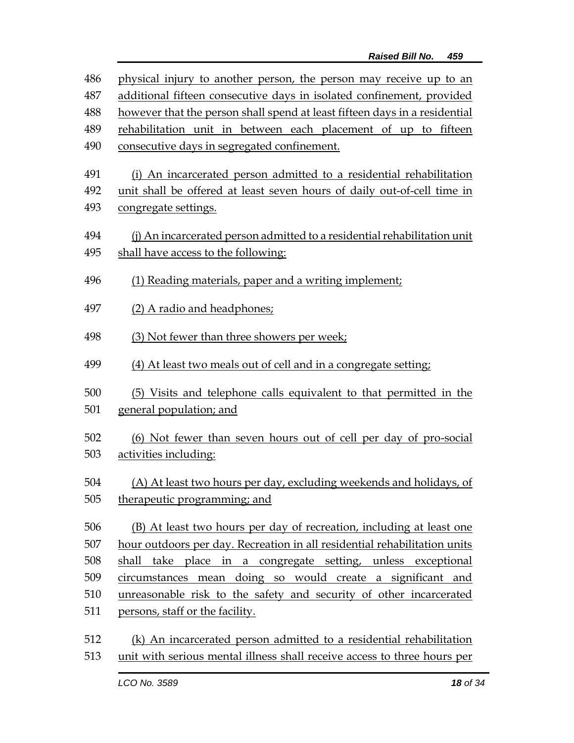physical injury to another person, the person may receive up to an additional fifteen consecutive days in isolated confinement, provided however that the person shall spend at least fifteen days in a residential rehabilitation unit in between each placement of up to fifteen consecutive days in segregated confinement.

(i) An incarcerated person admitted to a residential rehabilitation unit shall be offered at least seven hours of daily out-of-cell time in congregate settings.

(j) An incarcerated person admitted to a residential rehabilitation unit shall have access to the following:

(1) Reading materials, paper and a writing implement;

(2) A radio and headphones;

(3) Not fewer than three showers per week;

(4) At least two meals out of cell and in a congregate setting;

(5) Visits and telephone calls equivalent to that permitted in the general population; and

(6) Not fewer than seven hours out of cell per day of pro-social activities including:

(A) At least two hours per day, excluding weekends and holidays, of therapeutic programming; and

(B) At least two hours per day of recreation, including at least one hour outdoors per day. Recreation in all residential rehabilitation units shall take place in a congregate setting, unless exceptional circumstances mean doing so would create a significant and unreasonable risk to the safety and security of other incarcerated persons, staff or the facility.

(k) An incarcerated person admitted to a residential rehabilitation unit with serious mental illness shall receive access to three hours per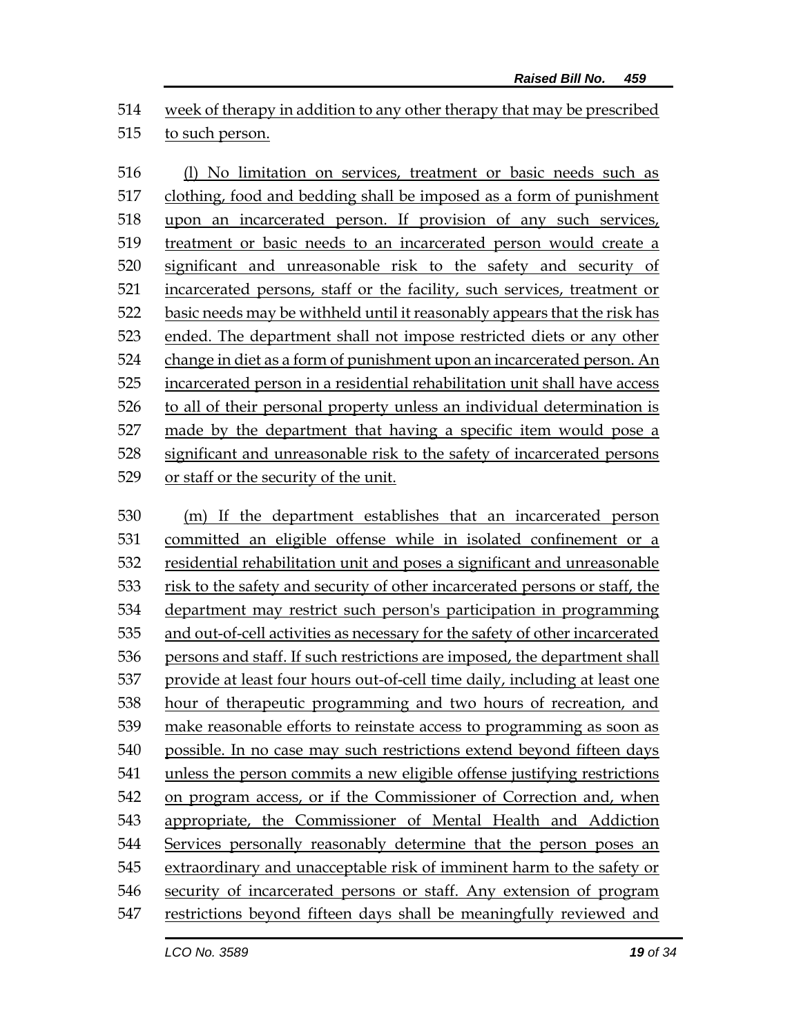week of therapy in addition to any other therapy that may be prescribed to such person.

(l) No limitation on services, treatment or basic needs such as clothing, food and bedding shall be imposed as a form of punishment upon an incarcerated person. If provision of any such services, treatment or basic needs to an incarcerated person would create a significant and unreasonable risk to the safety and security of incarcerated persons, staff or the facility, such services, treatment or basic needs may be withheld until it reasonably appears that the risk has ended. The department shall not impose restricted diets or any other change in diet as a form of punishment upon an incarcerated person. An incarcerated person in a residential rehabilitation unit shall have access to all of their personal property unless an individual determination is made by the department that having a specific item would pose a significant and unreasonable risk to the safety of incarcerated persons or staff or the security of the unit.

(m) If the department establishes that an incarcerated person committed an eligible offense while in isolated confinement or a residential rehabilitation unit and poses a significant and unreasonable risk to the safety and security of other incarcerated persons or staff, the department may restrict such person's participation in programming and out-of-cell activities as necessary for the safety of other incarcerated persons and staff. If such restrictions are imposed, the department shall provide at least four hours out-of-cell time daily, including at least one hour of therapeutic programming and two hours of recreation, and make reasonable efforts to reinstate access to programming as soon as possible. In no case may such restrictions extend beyond fifteen days unless the person commits a new eligible offense justifying restrictions on program access, or if the Commissioner of Correction and, when appropriate, the Commissioner of Mental Health and Addiction Services personally reasonably determine that the person poses an extraordinary and unacceptable risk of imminent harm to the safety or security of incarcerated persons or staff. Any extension of program restrictions beyond fifteen days shall be meaningfully reviewed and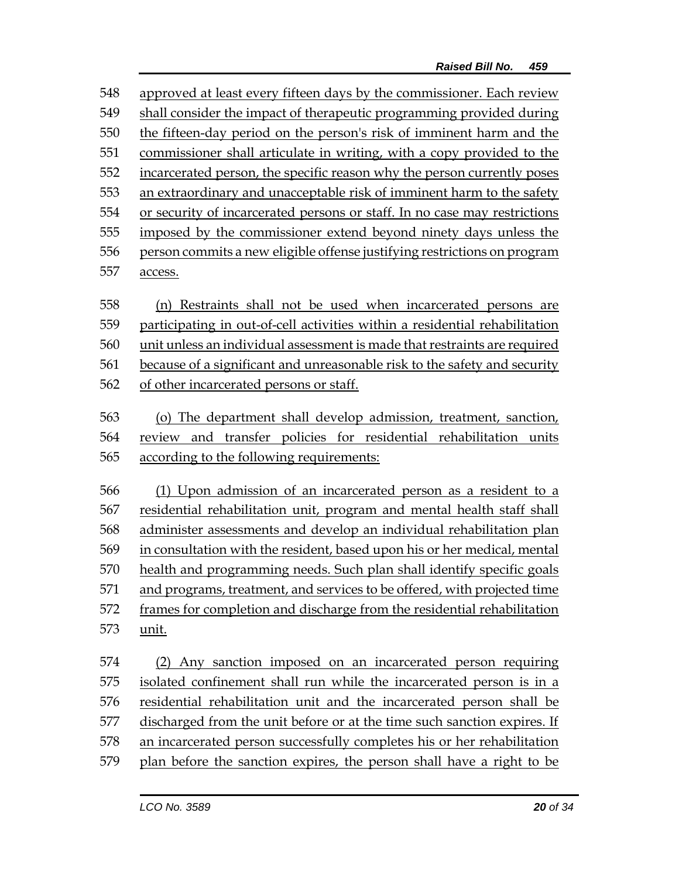approved at least every fifteen days by the commissioner. Each review shall consider the impact of therapeutic programming provided during the fifteen-day period on the person's risk of imminent harm and the commissioner shall articulate in writing, with a copy provided to the incarcerated person, the specific reason why the person currently poses an extraordinary and unacceptable risk of imminent harm to the safety or security of incarcerated persons or staff. In no case may restrictions imposed by the commissioner extend beyond ninety days unless the person commits a new eligible offense justifying restrictions on program access.

(n) Restraints shall not be used when incarcerated persons are participating in out-of-cell activities within a residential rehabilitation unit unless an individual assessment is made that restraints are required because of a significant and unreasonable risk to the safety and security of other incarcerated persons or staff.

(o) The department shall develop admission, treatment, sanction, review and transfer policies for residential rehabilitation units according to the following requirements:

(1) Upon admission of an incarcerated person as a resident to a residential rehabilitation unit, program and mental health staff shall administer assessments and develop an individual rehabilitation plan in consultation with the resident, based upon his or her medical, mental health and programming needs. Such plan shall identify specific goals and programs, treatment, and services to be offered, with projected time frames for completion and discharge from the residential rehabilitation unit.

(2) Any sanction imposed on an incarcerated person requiring isolated confinement shall run while the incarcerated person is in a residential rehabilitation unit and the incarcerated person shall be discharged from the unit before or at the time such sanction expires. If an incarcerated person successfully completes his or her rehabilitation plan before the sanction expires, the person shall have a right to be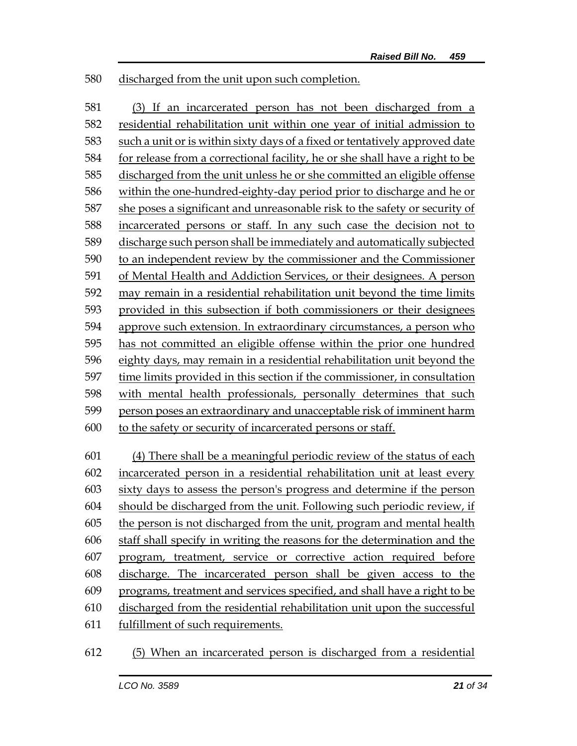discharged from the unit upon such completion.

(3) If an incarcerated person has not been discharged from a residential rehabilitation unit within one year of initial admission to such a unit or is within sixty days of a fixed or tentatively approved date for release from a correctional facility, he or she shall have a right to be discharged from the unit unless he or she committed an eligible offense within the one-hundred-eighty-day period prior to discharge and he or she poses a significant and unreasonable risk to the safety or security of incarcerated persons or staff. In any such case the decision not to discharge such person shall be immediately and automatically subjected to an independent review by the commissioner and the Commissioner of Mental Health and Addiction Services, or their designees. A person may remain in a residential rehabilitation unit beyond the time limits provided in this subsection if both commissioners or their designees approve such extension. In extraordinary circumstances, a person who has not committed an eligible offense within the prior one hundred eighty days, may remain in a residential rehabilitation unit beyond the time limits provided in this section if the commissioner, in consultation with mental health professionals, personally determines that such person poses an extraordinary and unacceptable risk of imminent harm to the safety or security of incarcerated persons or staff.

(4) There shall be a meaningful periodic review of the status of each incarcerated person in a residential rehabilitation unit at least every sixty days to assess the person's progress and determine if the person should be discharged from the unit. Following such periodic review, if the person is not discharged from the unit, program and mental health staff shall specify in writing the reasons for the determination and the program, treatment, service or corrective action required before discharge. The incarcerated person shall be given access to the programs, treatment and services specified, and shall have a right to be discharged from the residential rehabilitation unit upon the successful fulfillment of such requirements.

(5) When an incarcerated person is discharged from a residential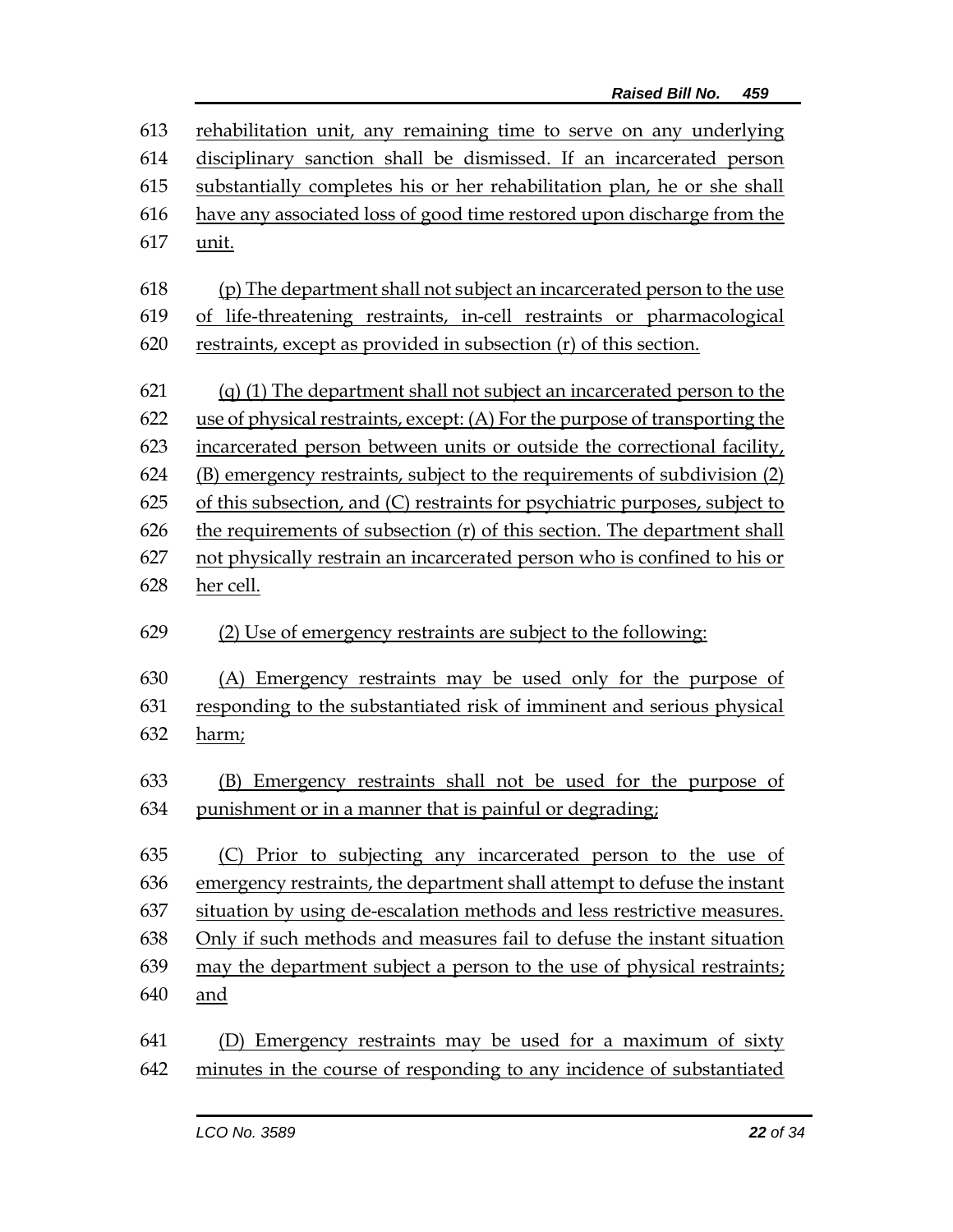rehabilitation unit, any remaining time to serve on any underlying disciplinary sanction shall be dismissed. If an incarcerated person substantially completes his or her rehabilitation plan, he or she shall have any associated loss of good time restored upon discharge from the unit.

(p) The department shall not subject an incarcerated person to the use of life-threatening restraints, in-cell restraints or pharmacological restraints, except as provided in subsection (r) of this section.

(q) (1) The department shall not subject an incarcerated person to the use of physical restraints, except: (A) For the purpose of transporting the incarcerated person between units or outside the correctional facility, (B) emergency restraints, subject to the requirements of subdivision (2) of this subsection, and (C) restraints for psychiatric purposes, subject to the requirements of subsection (r) of this section. The department shall not physically restrain an incarcerated person who is confined to his or her cell.

(2) Use of emergency restraints are subject to the following:

(A) Emergency restraints may be used only for the purpose of responding to the substantiated risk of imminent and serious physical harm;

(B) Emergency restraints shall not be used for the purpose of punishment or in a manner that is painful or degrading;

(C) Prior to subjecting any incarcerated person to the use of emergency restraints, the department shall attempt to defuse the instant situation by using de-escalation methods and less restrictive measures. Only if such methods and measures fail to defuse the instant situation may the department subject a person to the use of physical restraints; and

(D) Emergency restraints may be used for a maximum of sixty minutes in the course of responding to any incidence of substantiated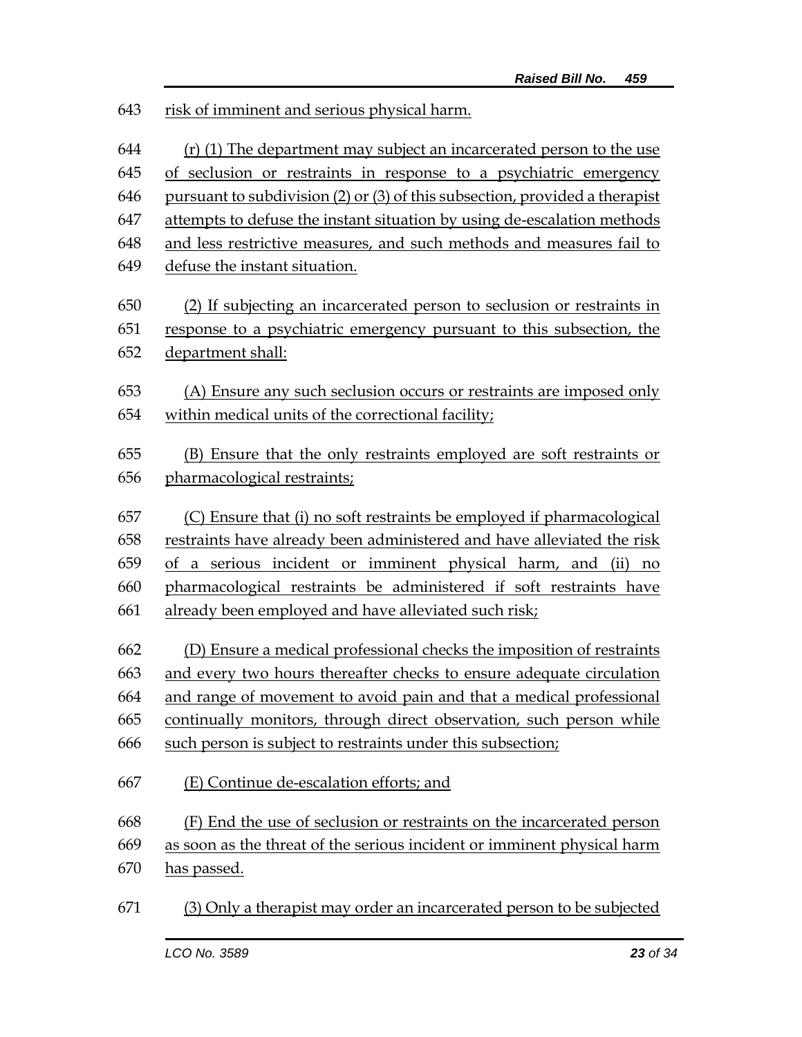643 risk of imminent and serious physical harm.

644 (r) (1) The department may subject an incarcerated person to the use
645 of seclusion or restraints in response to a psychiatric emergency
646 pursuant to subdivision (2) or (3) of this subsection, provided a therapist
647 attempts to defuse the instant situation by using de-escalation methods
648 and less restrictive measures, and such methods and measures fail to
649 defuse the instant situation.

650 (2) If subjecting an incarcerated person to seclusion or restraints in
651 response to a psychiatric emergency pursuant to this subsection, the
652 department shall:

653 (A) Ensure any such seclusion occurs or restraints are imposed only
654 within medical units of the correctional facility;

655 (B) Ensure that the only restraints employed are soft restraints or
656 pharmacological restraints;

657 (C) Ensure that (i) no soft restraints be employed if pharmacological
658 restraints have already been administered and have alleviated the risk
659 of a serious incident or imminent physical harm, and (ii) no
660 pharmacological restraints be administered if soft restraints have
661 already been employed and have alleviated such risk;

662 (D) Ensure a medical professional checks the imposition of restraints
663 and every two hours thereafter checks to ensure adequate circulation
664 and range of movement to avoid pain and that a medical professional
665 continually monitors, through direct observation, such person while
666 such person is subject to restraints under this subsection;

667 (E) Continue de-escalation efforts; and

668 (F) End the use of seclusion or restraints on the incarcerated person
669 as soon as the threat of the serious incident or imminent physical harm
670 has passed.

671 (3) Only a therapist may order an incarcerated person to be subjected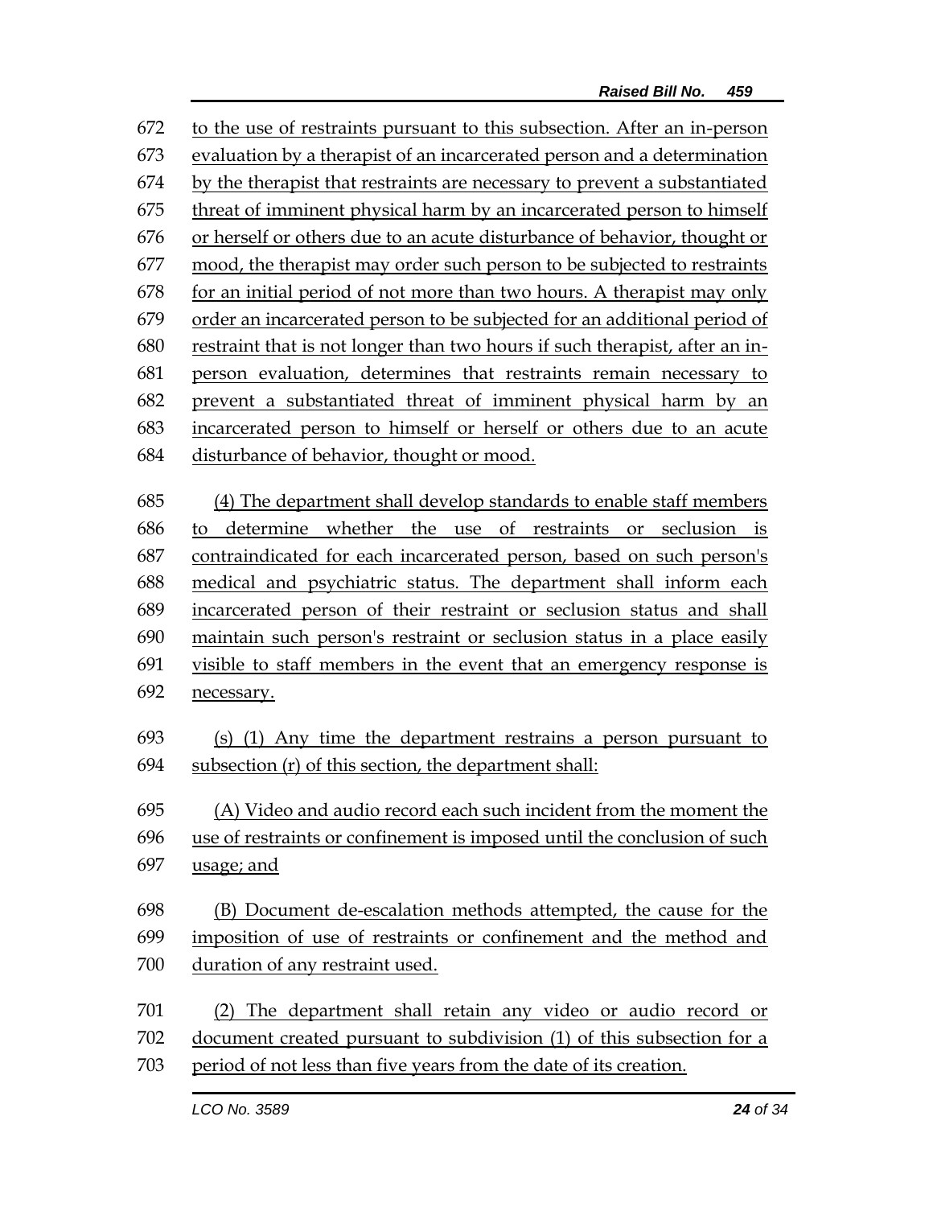to the use of restraints pursuant to this subsection. After an in-person evaluation by a therapist of an incarcerated person and a determination by the therapist that restraints are necessary to prevent a substantiated threat of imminent physical harm by an incarcerated person to himself or herself or others due to an acute disturbance of behavior, thought or mood, the therapist may order such person to be subjected to restraints for an initial period of not more than two hours. A therapist may only order an incarcerated person to be subjected for an additional period of restraint that is not longer than two hours if such therapist, after an in-person evaluation, determines that restraints remain necessary to prevent a substantiated threat of imminent physical harm by an incarcerated person to himself or herself or others due to an acute disturbance of behavior, thought or mood.

(4) The department shall develop standards to enable staff members to determine whether the use of restraints or seclusion is contraindicated for each incarcerated person, based on such person's medical and psychiatric status. The department shall inform each incarcerated person of their restraint or seclusion status and shall maintain such person's restraint or seclusion status in a place easily visible to staff members in the event that an emergency response is necessary.

(s) (1) Any time the department restrains a person pursuant to subsection (r) of this section, the department shall:

(A) Video and audio record each such incident from the moment the use of restraints or confinement is imposed until the conclusion of such usage; and

(B) Document de-escalation methods attempted, the cause for the imposition of use of restraints or confinement and the method and duration of any restraint used.

(2) The department shall retain any video or audio record or document created pursuant to subdivision (1) of this subsection for a period of not less than five years from the date of its creation.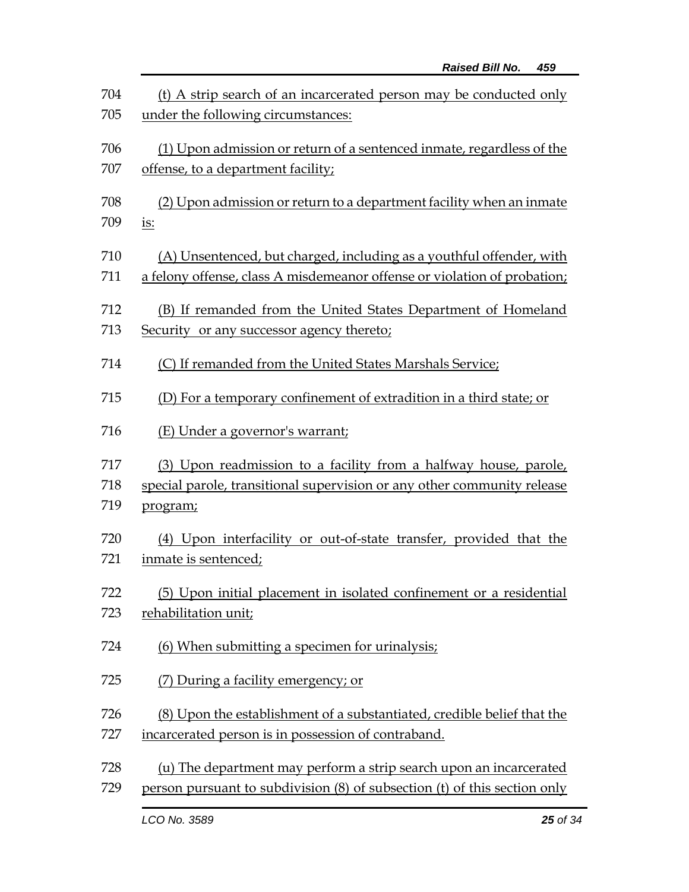(t) A strip search of an incarcerated person may be conducted only under the following circumstances:

(1) Upon admission or return of a sentenced inmate, regardless of the offense, to a department facility;

(2) Upon admission or return to a department facility when an inmate is:

(A) Unsentenced, but charged, including as a youthful offender, with a felony offense, class A misdemeanor offense or violation of probation;

(B) If remanded from the United States Department of Homeland Security or any successor agency thereto;

(C) If remanded from the United States Marshals Service;

(D) For a temporary confinement of extradition in a third state; or

(E) Under a governor's warrant;

(3) Upon readmission to a facility from a halfway house, parole, special parole, transitional supervision or any other community release program;

(4) Upon interfacility or out-of-state transfer, provided that the inmate is sentenced;

(5) Upon initial placement in isolated confinement or a residential rehabilitation unit;

(6) When submitting a specimen for urinalysis;

(7) During a facility emergency; or

(8) Upon the establishment of a substantiated, credible belief that the incarcerated person is in possession of contraband.

(u) The department may perform a strip search upon an incarcerated person pursuant to subdivision (8) of subsection (t) of this section only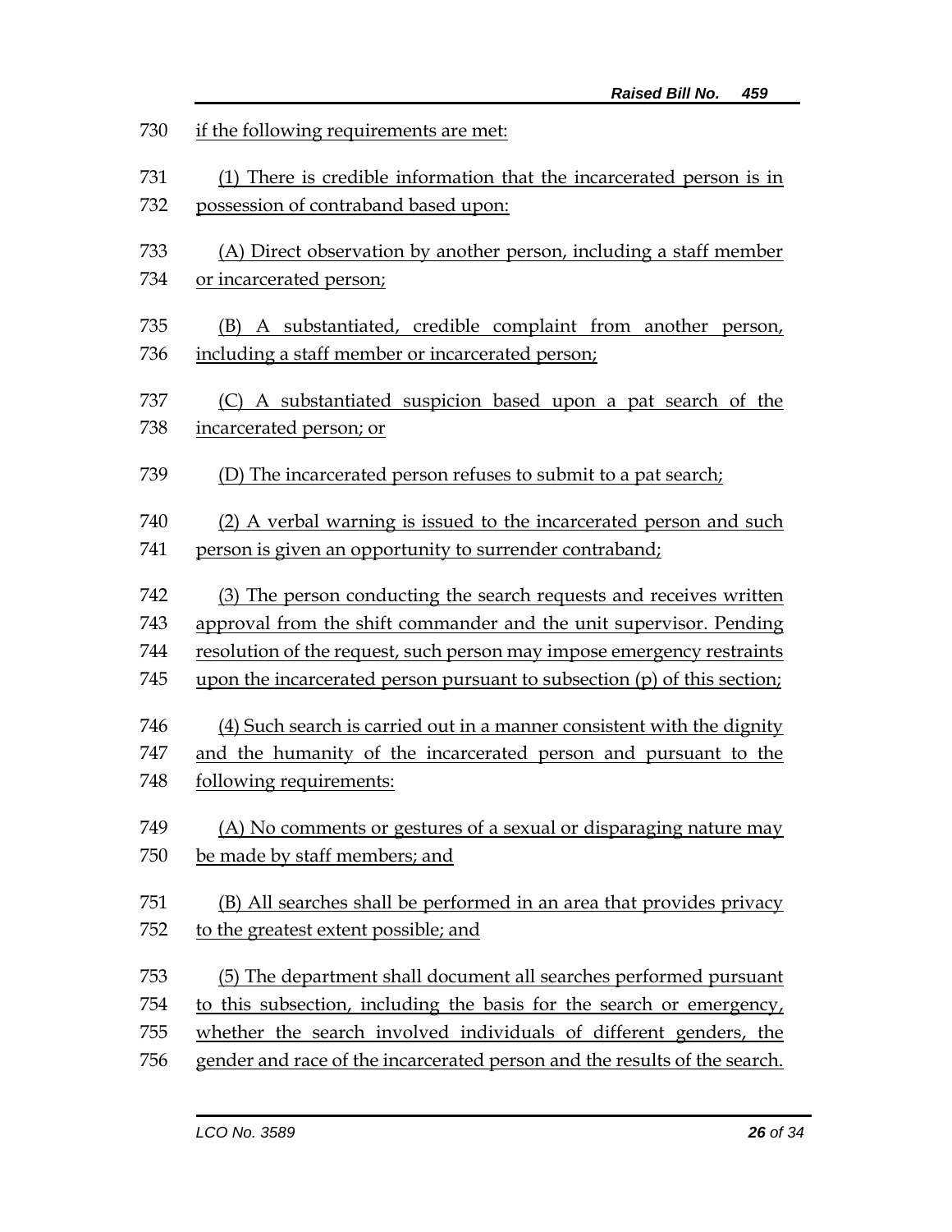if the following requirements are met:

(1) There is credible information that the incarcerated person is in possession of contraband based upon:

(A) Direct observation by another person, including a staff member or incarcerated person;

(B) A substantiated, credible complaint from another person, including a staff member or incarcerated person;

(C) A substantiated suspicion based upon a pat search of the incarcerated person; or

(D) The incarcerated person refuses to submit to a pat search;

(2) A verbal warning is issued to the incarcerated person and such person is given an opportunity to surrender contraband;

(3) The person conducting the search requests and receives written approval from the shift commander and the unit supervisor. Pending resolution of the request, such person may impose emergency restraints upon the incarcerated person pursuant to subsection (p) of this section;

(4) Such search is carried out in a manner consistent with the dignity and the humanity of the incarcerated person and pursuant to the following requirements:

(A) No comments or gestures of a sexual or disparaging nature may be made by staff members; and

(B) All searches shall be performed in an area that provides privacy to the greatest extent possible; and

(5) The department shall document all searches performed pursuant to this subsection, including the basis for the search or emergency, whether the search involved individuals of different genders, the gender and race of the incarcerated person and the results of the search.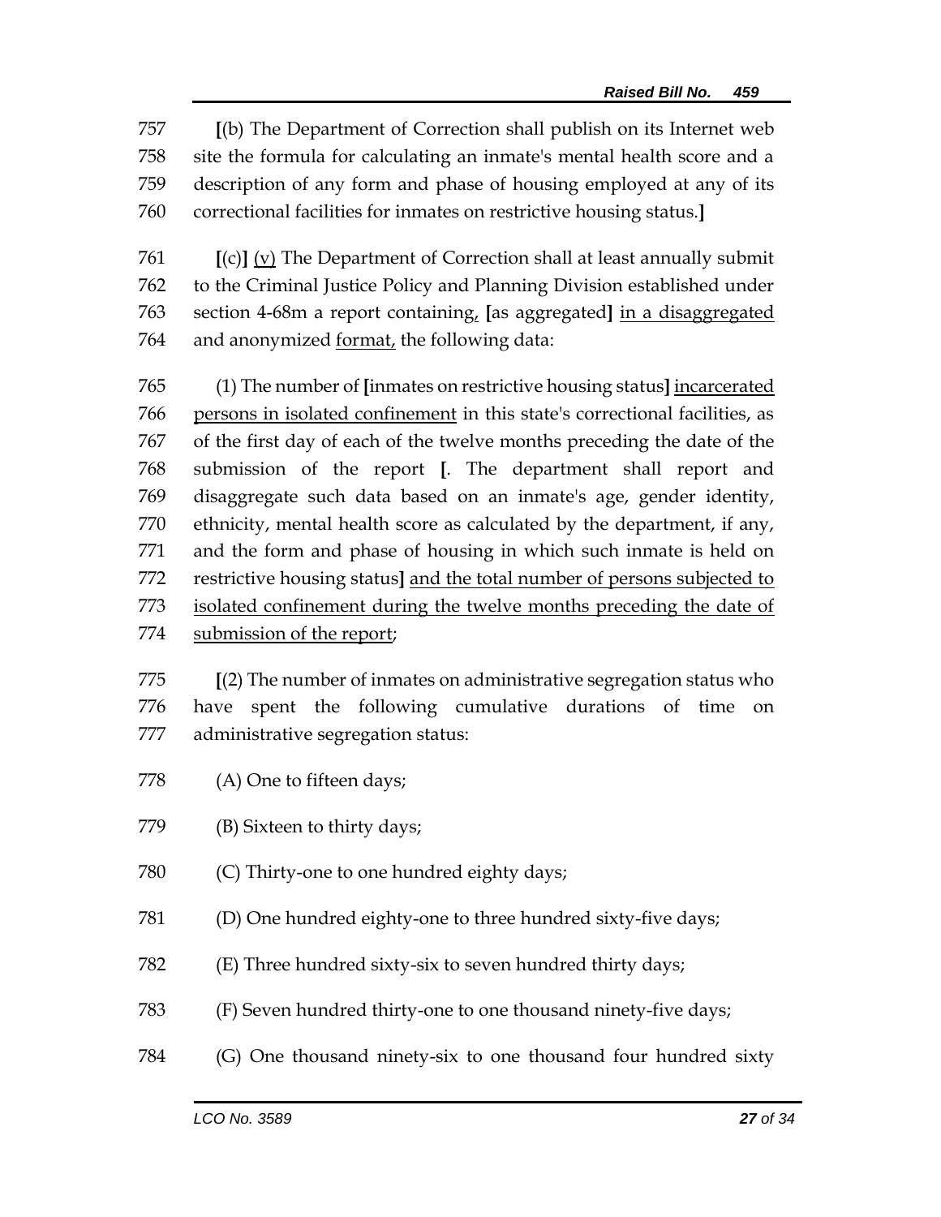757 **[**(b) The Department of Correction shall publish on its Internet web
758 site the formula for calculating an inmate's mental health score and a
759 description of any form and phase of housing employed at any of its
760 correctional facilities for inmates on restrictive housing status.**]**

761 **[**(c)**]** <u>(v)</u> The Department of Correction shall at least annually submit
762 to the Criminal Justice Policy and Planning Division established under
763 section 4-68m a report containing, **[**as aggregated**]** <u>in a disaggregated</u>
764 and anonymized <u>format,</u> the following data:

765 (1) The number of **[**inmates on restrictive housing status**]** <u>incarcerated</u>
766 <u>persons in isolated confinement</u> in this state's correctional facilities, as
767 of the first day of each of the twelve months preceding the date of the
768 submission of the report **[**. The department shall report and
769 disaggregate such data based on an inmate's age, gender identity,
770 ethnicity, mental health score as calculated by the department, if any,
771 and the form and phase of housing in which such inmate is held on
772 restrictive housing status**]** <u>and the total number of persons subjected to</u>
773 <u>isolated confinement during the twelve months preceding the date of</u>
774 <u>submission of the report</u>;

775 **[**(2) The number of inmates on administrative segregation status who
776 have spent the following cumulative durations of time on
777 administrative segregation status:

778 (A) One to fifteen days;

779 (B) Sixteen to thirty days;

780 (C) Thirty-one to one hundred eighty days;

781 (D) One hundred eighty-one to three hundred sixty-five days;

782 (E) Three hundred sixty-six to seven hundred thirty days;

783 (F) Seven hundred thirty-one to one thousand ninety-five days;

784 (G) One thousand ninety-six to one thousand four hundred sixty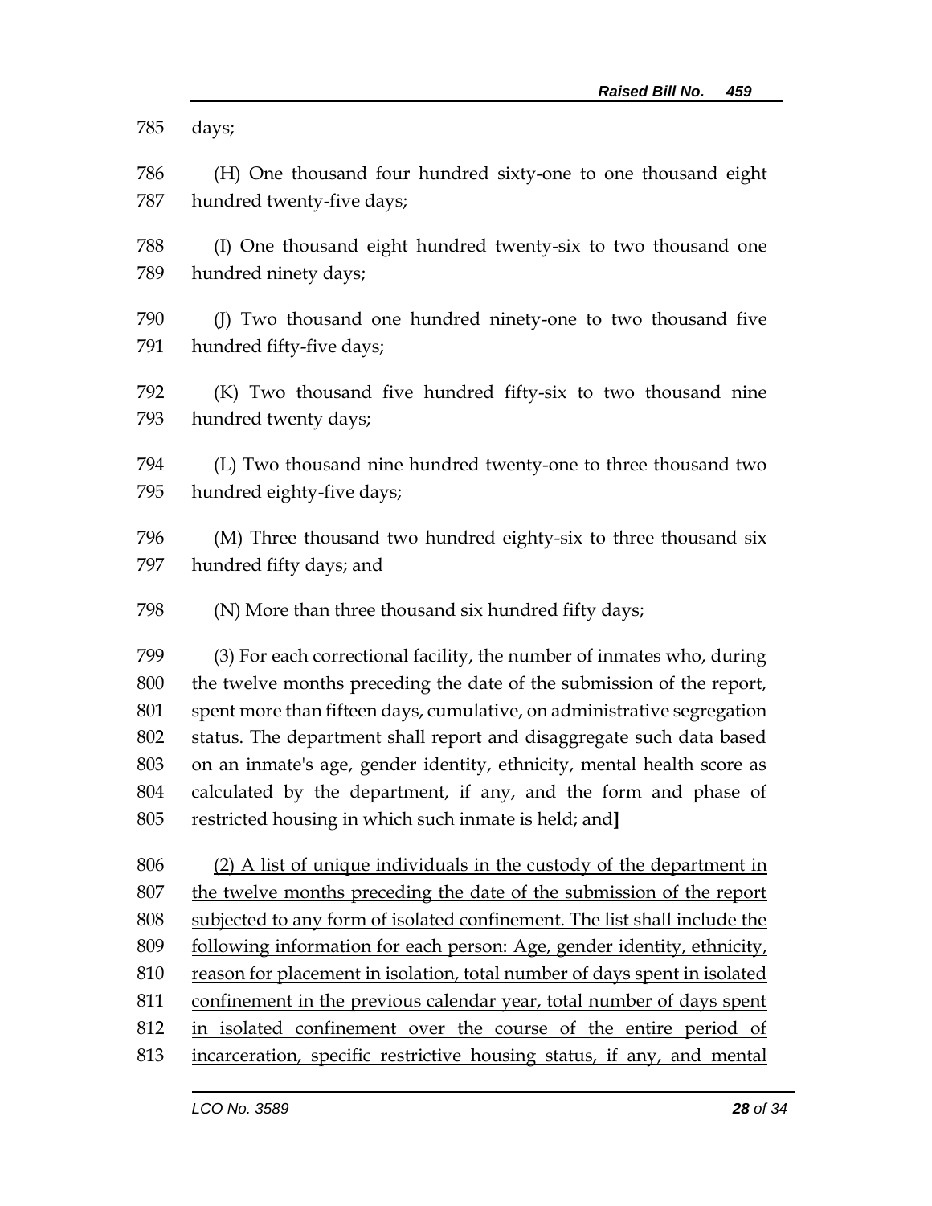days;

(H) One thousand four hundred sixty-one to one thousand eight hundred twenty-five days;

(I) One thousand eight hundred twenty-six to two thousand one hundred ninety days;

(J) Two thousand one hundred ninety-one to two thousand five hundred fifty-five days;

(K) Two thousand five hundred fifty-six to two thousand nine hundred twenty days;

(L) Two thousand nine hundred twenty-one to three thousand two hundred eighty-five days;

(M) Three thousand two hundred eighty-six to three thousand six hundred fifty days; and

(N) More than three thousand six hundred fifty days;

(3) For each correctional facility, the number of inmates who, during the twelve months preceding the date of the submission of the report, spent more than fifteen days, cumulative, on administrative segregation status. The department shall report and disaggregate such data based on an inmate's age, gender identity, ethnicity, mental health score as calculated by the department, if any, and the form and phase of restricted housing in which such inmate is held; and**]**

<u>(2) A list of unique individuals in the custody of the department in the twelve months preceding the date of the submission of the report subjected to any form of isolated confinement. The list shall include the following information for each person: Age, gender identity, ethnicity, reason for placement in isolation, total number of days spent in isolated confinement in the previous calendar year, total number of days spent in isolated confinement over the course of the entire period of incarceration, specific restrictive housing status, if any, and mental</u>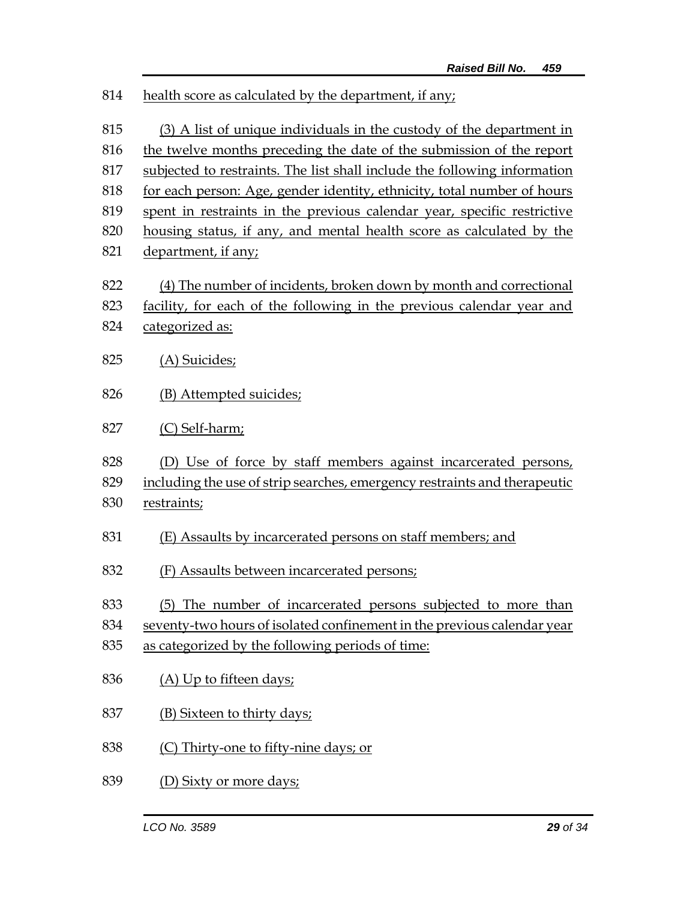814 health score as calculated by the department, if any;

815 (3) A list of unique individuals in the custody of the department in
816 the twelve months preceding the date of the submission of the report
817 subjected to restraints. The list shall include the following information
818 for each person: Age, gender identity, ethnicity, total number of hours
819 spent in restraints in the previous calendar year, specific restrictive
820 housing status, if any, and mental health score as calculated by the
821 department, if any;

822 (4) The number of incidents, broken down by month and correctional
823 facility, for each of the following in the previous calendar year and
824 categorized as:

825 (A) Suicides;

826 (B) Attempted suicides;

827 (C) Self-harm;

828 (D) Use of force by staff members against incarcerated persons,
829 including the use of strip searches, emergency restraints and therapeutic
830 restraints;

831 (E) Assaults by incarcerated persons on staff members; and

832 (F) Assaults between incarcerated persons;

833 (5) The number of incarcerated persons subjected to more than
834 seventy-two hours of isolated confinement in the previous calendar year
835 as categorized by the following periods of time:

836 (A) Up to fifteen days;

837 (B) Sixteen to thirty days;

838 (C) Thirty-one to fifty-nine days; or

839 (D) Sixty or more days;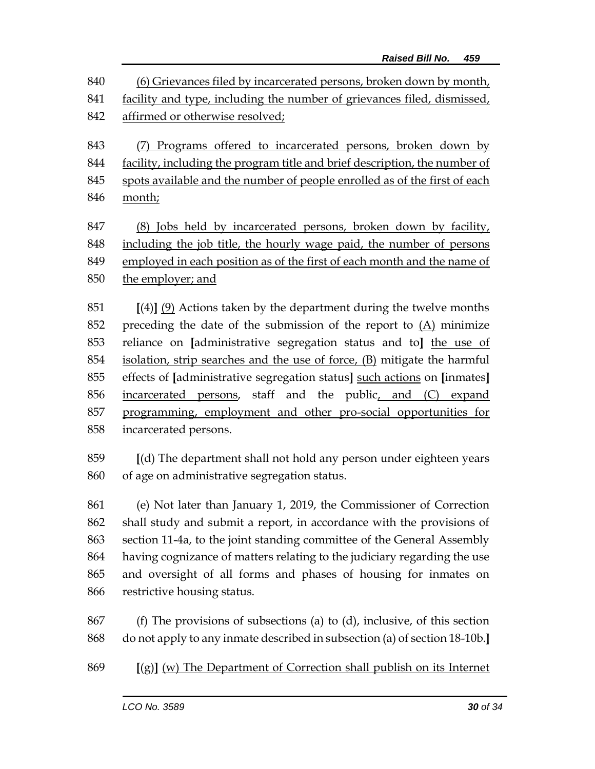840 (6) Grievances filed by incarcerated persons, broken down by month,
841 facility and type, including the number of grievances filed, dismissed,
842 affirmed or otherwise resolved;

843 (7) Programs offered to incarcerated persons, broken down by
844 facility, including the program title and brief description, the number of
845 spots available and the number of people enrolled as of the first of each
846 month;

847 (8) Jobs held by incarcerated persons, broken down by facility,
848 including the job title, the hourly wage paid, the number of persons
849 employed in each position as of the first of each month and the name of
850 the employer; and

851 [(4)] (9) Actions taken by the department during the twelve months
852 preceding the date of the submission of the report to (A) minimize
853 reliance on [administrative segregation status and to] the use of
854 isolation, strip searches and the use of force, (B) mitigate the harmful
855 effects of [administrative segregation status] such actions on [inmates]
856 incarcerated persons, staff and the public, and (C) expand
857 programming, employment and other pro-social opportunities for
858 incarcerated persons.

859 [(d) The department shall not hold any person under eighteen years
860 of age on administrative segregation status.

861 (e) Not later than January 1, 2019, the Commissioner of Correction
862 shall study and submit a report, in accordance with the provisions of
863 section 11-4a, to the joint standing committee of the General Assembly
864 having cognizance of matters relating to the judiciary regarding the use
865 and oversight of all forms and phases of housing for inmates on
866 restrictive housing status.

867 (f) The provisions of subsections (a) to (d), inclusive, of this section
868 do not apply to any inmate described in subsection (a) of section 18-10b.]

869 [(g)] (w) The Department of Correction shall publish on its Internet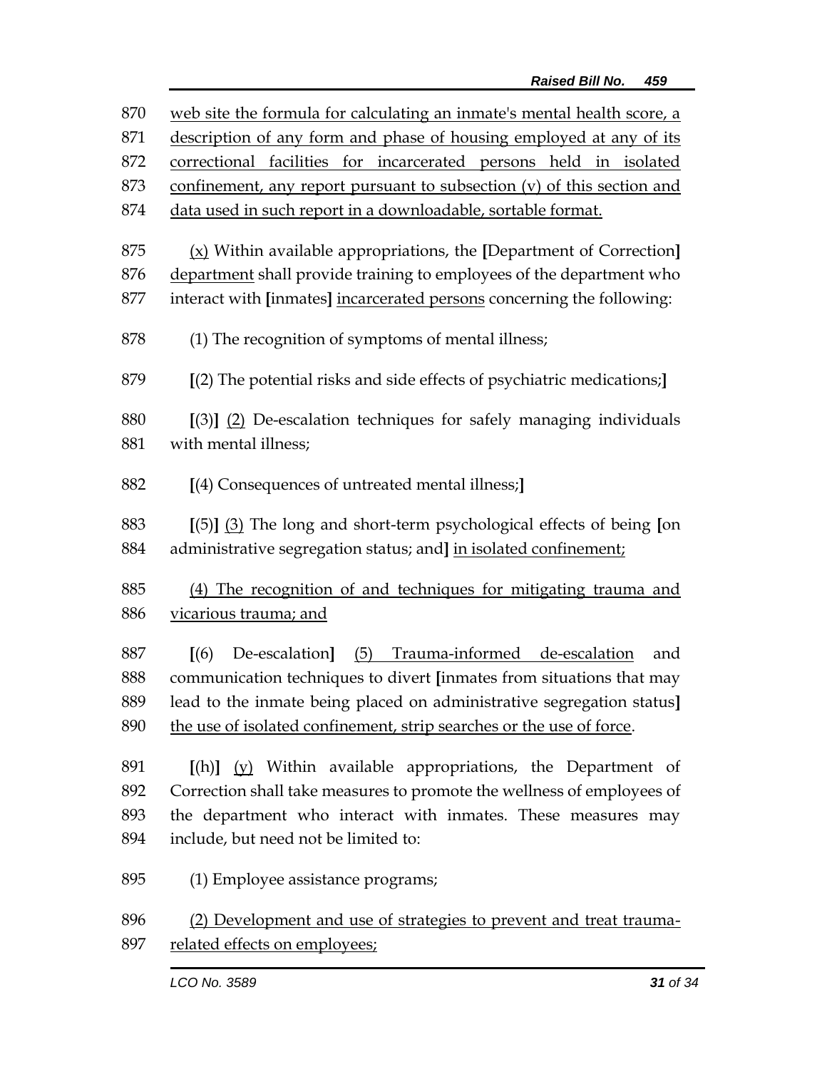870 web site the formula for calculating an inmate's mental health score, a
871 description of any form and phase of housing employed at any of its
872 correctional facilities for incarcerated persons held in isolated
873 confinement, any report pursuant to subsection (v) of this section and
874 data used in such report in a downloadable, sortable format.

875 (x) Within available appropriations, the [Department of Correction]
876 department shall provide training to employees of the department who
877 interact with [inmates] incarcerated persons concerning the following:

878 (1) The recognition of symptoms of mental illness;

879 [(2) The potential risks and side effects of psychiatric medications;]

880 [(3)] (2) De-escalation techniques for safely managing individuals
881 with mental illness;

882 [(4) Consequences of untreated mental illness;]

883 [(5)] (3) The long and short-term psychological effects of being [on
884 administrative segregation status; and] in isolated confinement;

885 (4) The recognition of and techniques for mitigating trauma and
886 vicarious trauma; and

887 [(6) De-escalation] (5) Trauma-informed de-escalation and
888 communication techniques to divert [inmates from situations that may
889 lead to the inmate being placed on administrative segregation status]
890 the use of isolated confinement, strip searches or the use of force.

891 [(h)] (y) Within available appropriations, the Department of
892 Correction shall take measures to promote the wellness of employees of
893 the department who interact with inmates. These measures may
894 include, but need not be limited to:

895 (1) Employee assistance programs;

896 (2) Development and use of strategies to prevent and treat trauma-
897 related effects on employees;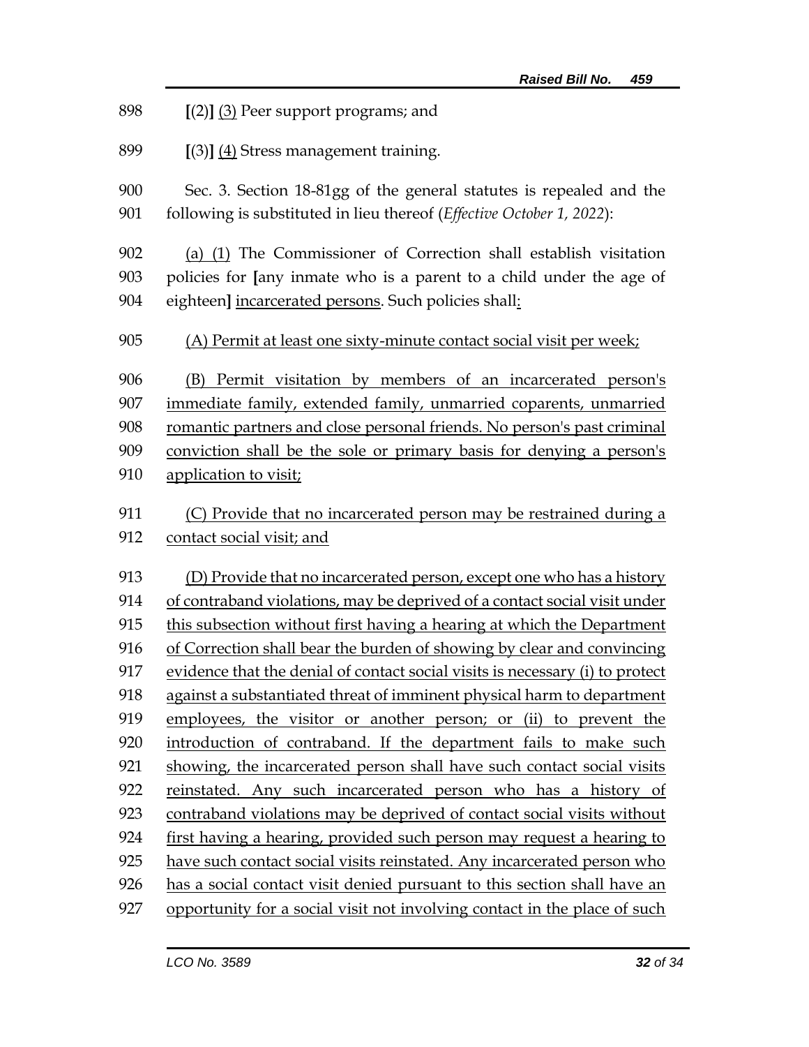898 **[**(2)**]** (3) Peer support programs; and

899 **[**(3)**]** (4) Stress management training.

900 Sec. 3. Section 18-81gg of the general statutes is repealed and the
901 following is substituted in lieu thereof (*Effective October 1, 2022*):

902 (a) (1) The Commissioner of Correction shall establish visitation
903 policies for **[**any inmate who is a parent to a child under the age of
904 eighteen**]** incarcerated persons. Such policies shall:

905 (A) Permit at least one sixty-minute contact social visit per week;

906 (B) Permit visitation by members of an incarcerated person's
907 immediate family, extended family, unmarried coparents, unmarried
908 romantic partners and close personal friends. No person's past criminal
909 conviction shall be the sole or primary basis for denying a person's
910 application to visit;

911 (C) Provide that no incarcerated person may be restrained during a
912 contact social visit; and

913 (D) Provide that no incarcerated person, except one who has a history
914 of contraband violations, may be deprived of a contact social visit under
915 this subsection without first having a hearing at which the Department
916 of Correction shall bear the burden of showing by clear and convincing
917 evidence that the denial of contact social visits is necessary (i) to protect
918 against a substantiated threat of imminent physical harm to department
919 employees, the visitor or another person; or (ii) to prevent the
920 introduction of contraband. If the department fails to make such
921 showing, the incarcerated person shall have such contact social visits
922 reinstated. Any such incarcerated person who has a history of
923 contraband violations may be deprived of contact social visits without
924 first having a hearing, provided such person may request a hearing to
925 have such contact social visits reinstated. Any incarcerated person who
926 has a social contact visit denied pursuant to this section shall have an
927 opportunity for a social visit not involving contact in the place of such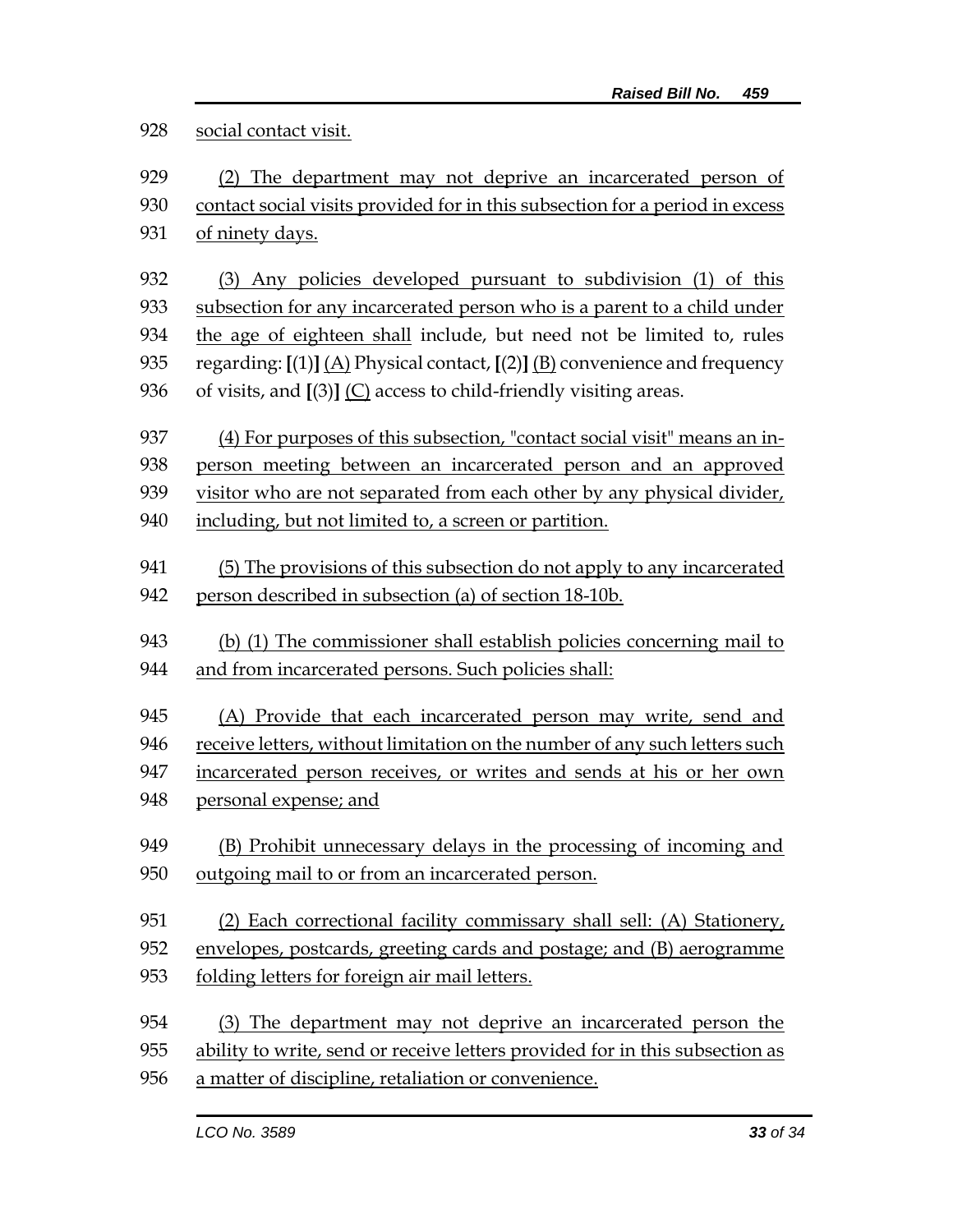928 social contact visit.

929 (2) The department may not deprive an incarcerated person of
930 contact social visits provided for in this subsection for a period in excess
931 of ninety days.

932 (3) Any policies developed pursuant to subdivision (1) of this
933 subsection for any incarcerated person who is a parent to a child under
934 the age of eighteen shall include, but need not be limited to, rules
935 regarding: [(1)] (A) Physical contact, [(2)] (B) convenience and frequency
936 of visits, and [(3)] (C) access to child-friendly visiting areas.

937 (4) For purposes of this subsection, "contact social visit" means an in-
938 person meeting between an incarcerated person and an approved
939 visitor who are not separated from each other by any physical divider,
940 including, but not limited to, a screen or partition.

941 (5) The provisions of this subsection do not apply to any incarcerated
942 person described in subsection (a) of section 18-10b.

943 (b) (1) The commissioner shall establish policies concerning mail to
944 and from incarcerated persons. Such policies shall:

945 (A) Provide that each incarcerated person may write, send and
946 receive letters, without limitation on the number of any such letters such
947 incarcerated person receives, or writes and sends at his or her own
948 personal expense; and

949 (B) Prohibit unnecessary delays in the processing of incoming and
950 outgoing mail to or from an incarcerated person.

951 (2) Each correctional facility commissary shall sell: (A) Stationery,
952 envelopes, postcards, greeting cards and postage; and (B) aerogramme
953 folding letters for foreign air mail letters.

954 (3) The department may not deprive an incarcerated person the
955 ability to write, send or receive letters provided for in this subsection as
956 a matter of discipline, retaliation or convenience.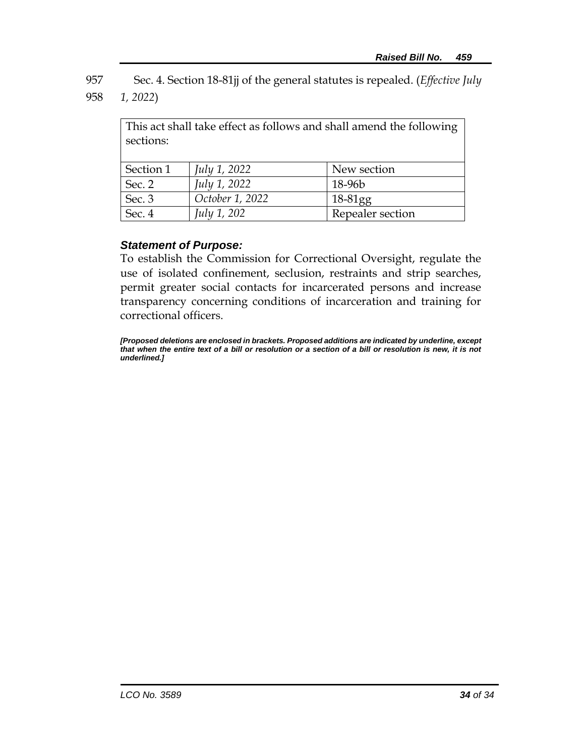957 Sec. 4. Section 18-81jj of the general statutes is repealed. (*Effective July*
958 *1, 2022*)

| This act shall take effect as follows and shall amend the following sections: | | |
|---|---|---|
| Section 1 | *July 1, 2022* | New section |
| Sec. 2 | *July 1, 2022* | 18-96b |
| Sec. 3 | *October 1, 2022* | 18-81gg |
| Sec. 4 | *July 1, 202* | Repealer section |

### *Statement of Purpose:*

To establish the Commission for Correctional Oversight, regulate the use of isolated confinement, seclusion, restraints and strip searches, permit greater social contacts for incarcerated persons and increase transparency concerning conditions of incarceration and training for correctional officers.

***[Proposed deletions are enclosed in brackets. Proposed additions are indicated by underline, except that when the entire text of a bill or resolution or a section of a bill or resolution is new, it is not underlined.]***